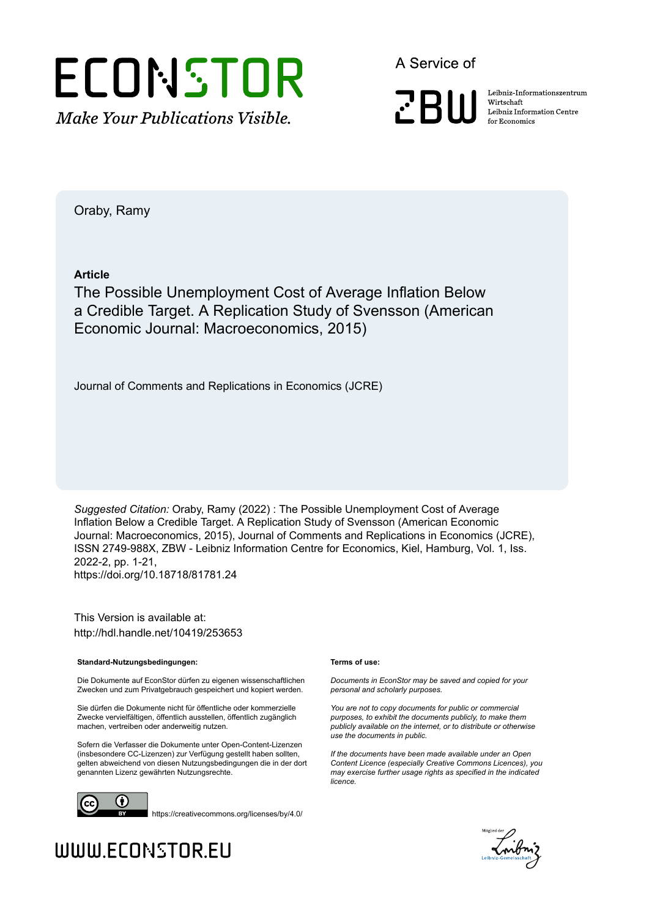ECONSTOR

*Make Your Publications Visible.*

A Service of

ZBW

Leibniz-Informationszentrum Wirtschaft
Leibniz Information Centre for Economics

Oraby, Ramy

**Article**

The Possible Unemployment Cost of Average Inflation Below a Credible Target. A Replication Study of Svensson (American Economic Journal: Macroeconomics, 2015)

Journal of Comments and Replications in Economics (JCRE)

*Suggested Citation:* Oraby, Ramy (2022) : The Possible Unemployment Cost of Average Inflation Below a Credible Target. A Replication Study of Svensson (American Economic Journal: Macroeconomics, 2015), Journal of Comments and Replications in Economics (JCRE), ISSN 2749-988X, ZBW - Leibniz Information Centre for Economics, Kiel, Hamburg, Vol. 1, Iss. 2022-2, pp. 1-21,
https://doi.org/10.18718/81781.24

This Version is available at:
http://hdl.handle.net/10419/253653

**Standard-Nutzungsbedingungen:**

Die Dokumente auf EconStor dürfen zu eigenen wissenschaftlichen Zwecken und zum Privatgebrauch gespeichert und kopiert werden.

Sie dürfen die Dokumente nicht für öffentliche oder kommerzielle Zwecke vervielfältigen, öffentlich ausstellen, öffentlich zugänglich machen, vertreiben oder anderweitig nutzen.

Sofern die Verfasser die Dokumente unter Open-Content-Lizenzen (insbesondere CC-Lizenzen) zur Verfügung gestellt haben sollten, gelten abweichend von diesen Nutzungsbedingungen die in der dort genannten Lizenz gewährten Nutzungsrechte.

**Terms of use:**

*Documents in EconStor may be saved and copied for your personal and scholarly purposes.*

*You are not to copy documents for public or commercial purposes, to exhibit the documents publicly, to make them publicly available on the internet, or to distribute or otherwise use the documents in public.*

*If the documents have been made available under an Open Content Licence (especially Creative Commons Licences), you may exercise further usage rights as specified in the indicated licence.*

https://creativecommons.org/licenses/by/4.0/

WWW.ECONSTOR.EU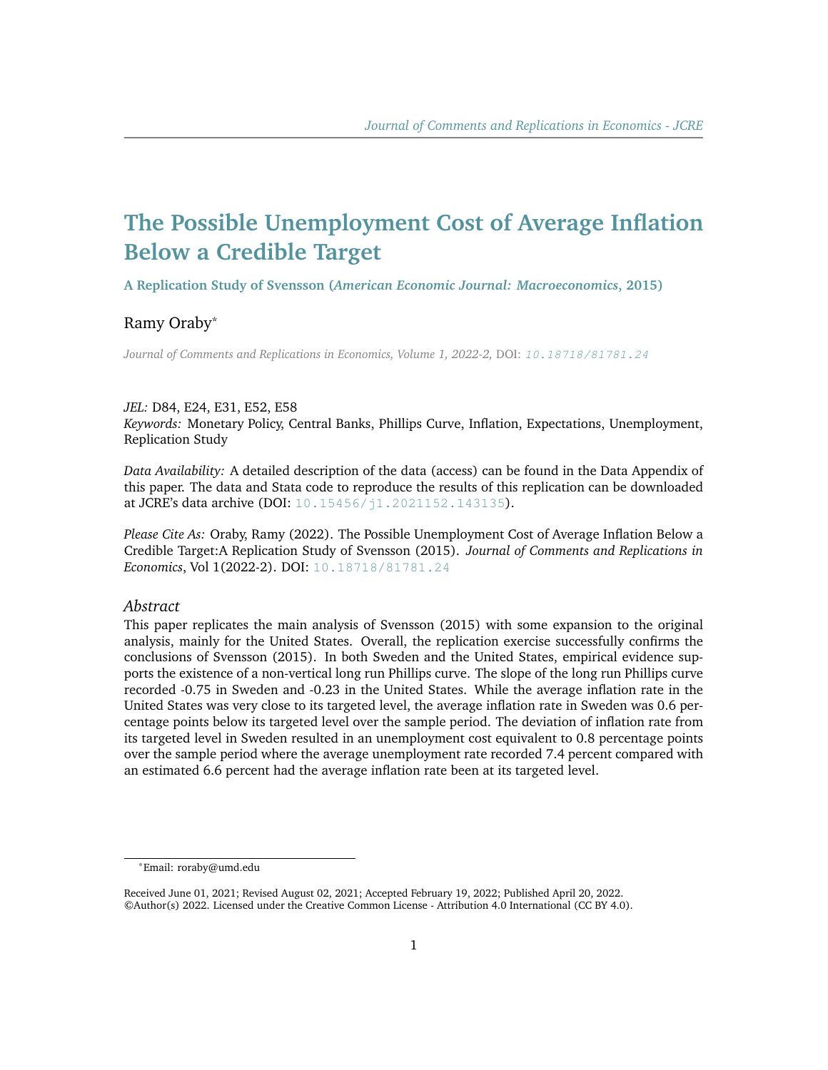# The Possible Unemployment Cost of Average Inflation Below a Credible Target

**A Replication Study of Svensson (*American Economic Journal: Macroeconomics*, 2015)**

Ramy Oraby*

*Journal of Comments and Replications in Economics, Volume 1, 2022-2,* DOI: 10.18718/81781.24

*JEL:* D84, E24, E31, E52, E58
*Keywords:* Monetary Policy, Central Banks, Phillips Curve, Inflation, Expectations, Unemployment, Replication Study

*Data Availability:* A detailed description of the data (access) can be found in the Data Appendix of this paper. The data and Stata code to reproduce the results of this replication can be downloaded at JCRE's data archive (DOI: 10.15456/j1.2021152.143135).

*Please Cite As:* Oraby, Ramy (2022). The Possible Unemployment Cost of Average Inflation Below a Credible Target:A Replication Study of Svensson (2015). *Journal of Comments and Replications in Economics*, Vol 1(2022-2). DOI: 10.18718/81781.24

## *Abstract*

This paper replicates the main analysis of Svensson (2015) with some expansion to the original analysis, mainly for the United States. Overall, the replication exercise successfully confirms the conclusions of Svensson (2015). In both Sweden and the United States, empirical evidence supports the existence of a non-vertical long run Phillips curve. The slope of the long run Phillips curve recorded -0.75 in Sweden and -0.23 in the United States. While the average inflation rate in the United States was very close to its targeted level, the average inflation rate in Sweden was 0.6 percentage points below its targeted level over the sample period. The deviation of inflation rate from its targeted level in Sweden resulted in an unemployment cost equivalent to 0.8 percentage points over the sample period where the average unemployment rate recorded 7.4 percent compared with an estimated 6.6 percent had the average inflation rate been at its targeted level.

*Email: roraby@umd.edu

Received June 01, 2021; Revised August 02, 2021; Accepted February 19, 2022; Published April 20, 2022.
©Author(s) 2022. Licensed under the Creative Common License - Attribution 4.0 International (CC BY 4.0).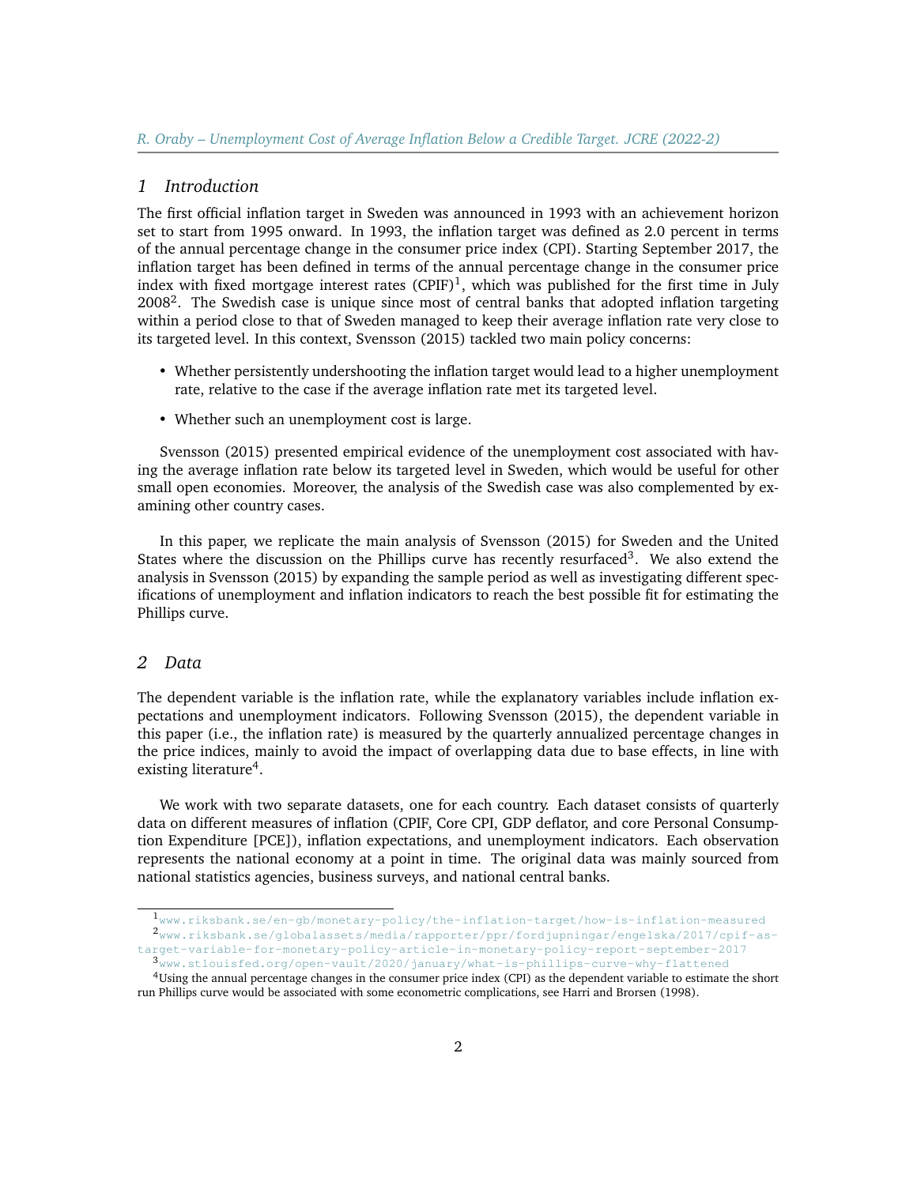## 1 Introduction

The first official inflation target in Sweden was announced in 1993 with an achievement horizon set to start from 1995 onward. In 1993, the inflation target was defined as 2.0 percent in terms of the annual percentage change in the consumer price index (CPI). Starting September 2017, the inflation target has been defined in terms of the annual percentage change in the consumer price index with fixed mortgage interest rates (CPIF)[1], which was published for the first time in July 2008[2]. The Swedish case is unique since most of central banks that adopted inflation targeting within a period close to that of Sweden managed to keep their average inflation rate very close to its targeted level. In this context, Svensson (2015) tackled two main policy concerns:

- Whether persistently undershooting the inflation target would lead to a higher unemployment rate, relative to the case if the average inflation rate met its targeted level.
- Whether such an unemployment cost is large.

Svensson (2015) presented empirical evidence of the unemployment cost associated with having the average inflation rate below its targeted level in Sweden, which would be useful for other small open economies. Moreover, the analysis of the Swedish case was also complemented by examining other country cases.

In this paper, we replicate the main analysis of Svensson (2015) for Sweden and the United States where the discussion on the Phillips curve has recently resurfaced[3]. We also extend the analysis in Svensson (2015) by expanding the sample period as well as investigating different specifications of unemployment and inflation indicators to reach the best possible fit for estimating the Phillips curve.

## 2 Data

The dependent variable is the inflation rate, while the explanatory variables include inflation expectations and unemployment indicators. Following Svensson (2015), the dependent variable in this paper (i.e., the inflation rate) is measured by the quarterly annualized percentage changes in the price indices, mainly to avoid the impact of overlapping data due to base effects, in line with existing literature[4].

We work with two separate datasets, one for each country. Each dataset consists of quarterly data on different measures of inflation (CPIF, Core CPI, GDP deflator, and core Personal Consumption Expenditure [PCE]), inflation expectations, and unemployment indicators. Each observation represents the national economy at a point in time. The original data was mainly sourced from national statistics agencies, business surveys, and national central banks.

---

[1] www.riksbank.se/en-gb/monetary-policy/the-inflation-target/how-is-inflation-measured

[2] www.riksbank.se/globalassets/media/rapporter/ppr/fordjupningar/engelska/2017/cpif-as-target-variable-for-monetary-policy-article-in-monetary-policy-report-september-2017

[3] www.stlouisfed.org/open-vault/2020/january/what-is-phillips-curve-why-flattened

[4] Using the annual percentage changes in the consumer price index (CPI) as the dependent variable to estimate the short run Phillips curve would be associated with some econometric complications, see Harri and Brorsen (1998).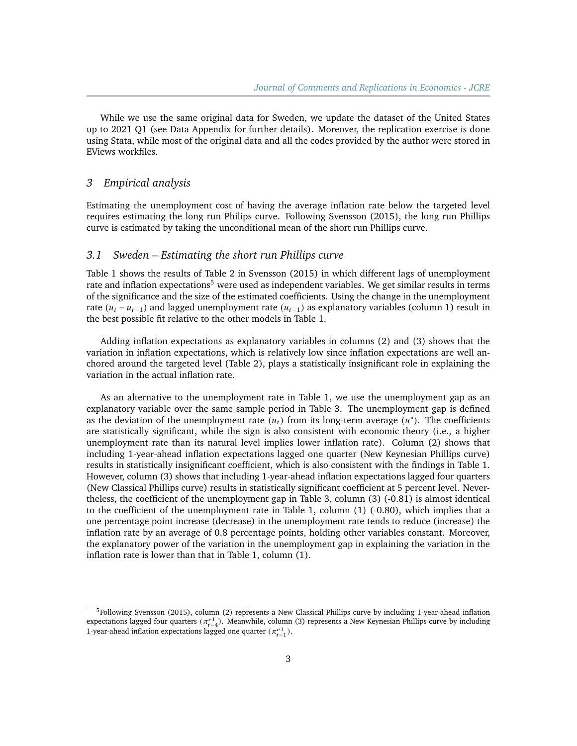While we use the same original data for Sweden, we update the dataset of the United States up to 2021 Q1 (see Data Appendix for further details). Moreover, the replication exercise is done using Stata, while most of the original data and all the codes provided by the author were stored in EViews workfiles.

## 3 Empirical analysis

Estimating the unemployment cost of having the average inflation rate below the targeted level requires estimating the long run Philips curve. Following Svensson (2015), the long run Phillips curve is estimated by taking the unconditional mean of the short run Phillips curve.

### 3.1 Sweden – Estimating the short run Phillips curve

Table 1 shows the results of Table 2 in Svensson (2015) in which different lags of unemployment rate and inflation expectations[5] were used as independent variables. We get similar results in terms of the significance and the size of the estimated coefficients. Using the change in the unemployment rate ($u_t - u_{t-1}$) and lagged unemployment rate ($u_{t-1}$) as explanatory variables (column 1) result in the best possible fit relative to the other models in Table 1.

Adding inflation expectations as explanatory variables in columns (2) and (3) shows that the variation in inflation expectations, which is relatively low since inflation expectations are well anchored around the targeted level (Table 2), plays a statistically insignificant role in explaining the variation in the actual inflation rate.

As an alternative to the unemployment rate in Table 1, we use the unemployment gap as an explanatory variable over the same sample period in Table 3. The unemployment gap is defined as the deviation of the unemployment rate ($u_t$) from its long-term average ($u^*$). The coefficients are statistically significant, while the sign is also consistent with economic theory (i.e., a higher unemployment rate than its natural level implies lower inflation rate). Column (2) shows that including 1-year-ahead inflation expectations lagged one quarter (New Keynesian Phillips curve) results in statistically insignificant coefficient, which is also consistent with the findings in Table 1. However, column (3) shows that including 1-year-ahead inflation expectations lagged four quarters (New Classical Phillips curve) results in statistically significant coefficient at 5 percent level. Nevertheless, the coefficient of the unemployment gap in Table 3, column (3) (-0.81) is almost identical to the coefficient of the unemployment rate in Table 1, column (1) (-0.80), which implies that a one percentage point increase (decrease) in the unemployment rate tends to reduce (increase) the inflation rate by an average of 0.8 percentage points, holding other variables constant. Moreover, the explanatory power of the variation in the unemployment gap in explaining the variation in the inflation rate is lower than that in Table 1, column (1).

[5] Following Svensson (2015), column (2) represents a New Classical Phillips curve by including 1-year-ahead inflation expectations lagged four quarters ($\pi^{e1}_{t-4}$). Meanwhile, column (3) represents a New Keynesian Phillips curve by including 1-year-ahead inflation expectations lagged one quarter ($\pi^{e1}_{t-1}$).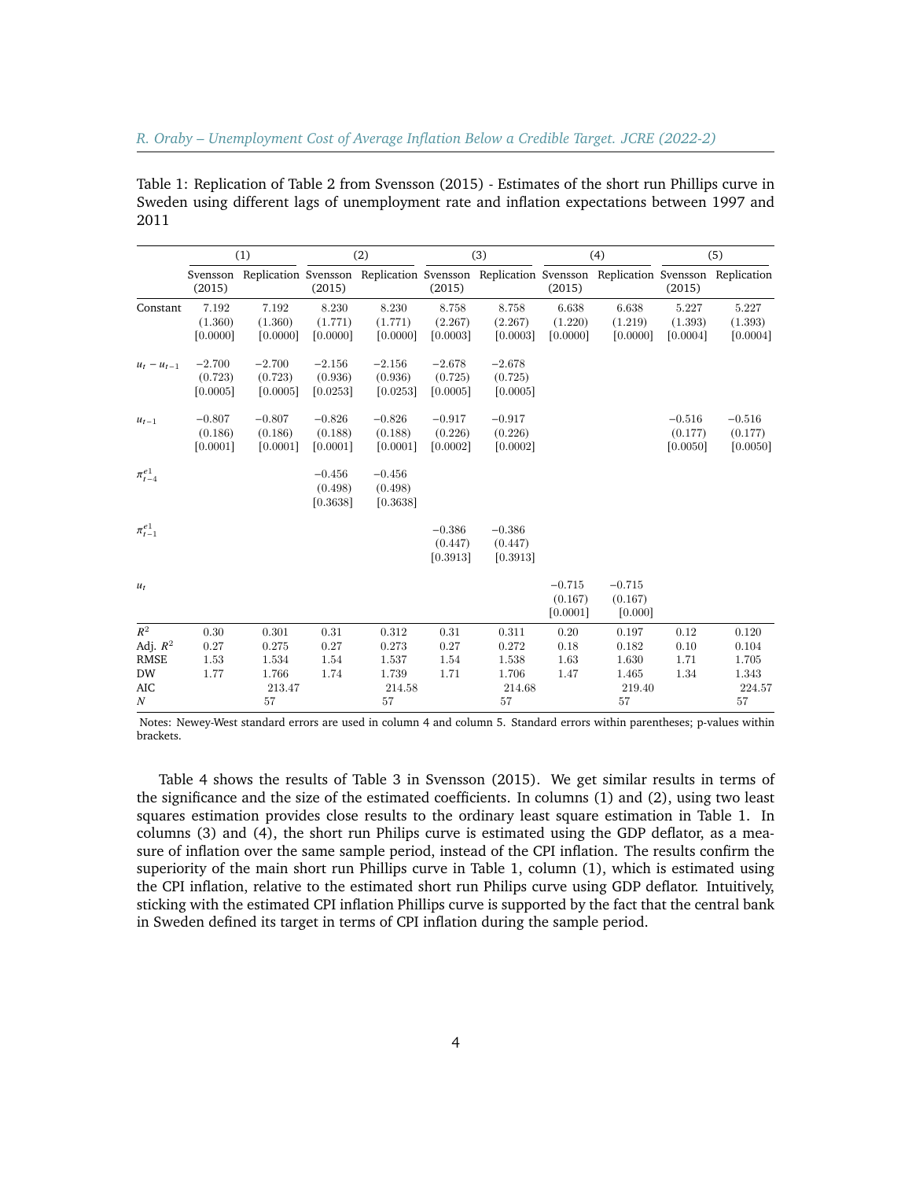Table 1: Replication of Table 2 from Svensson (2015) - Estimates of the short run Phillips curve in Sweden using different lags of unemployment rate and inflation expectations between 1997 and 2011

| | (1) | | (2) | | (3) | | (4) | | (5) | |
|---|---|---|---|---|---|---|---|---|---|---|
| | Svensson (2015) | Replication | Svensson (2015) | Replication | Svensson (2015) | Replication | Svensson (2015) | Replication | Svensson (2015) | Replication |
| Constant | 7.192 | 7.192 | 8.230 | 8.230 | 8.758 | 8.758 | 6.638 | 6.638 | 5.227 | 5.227 |
| | (1.360) | (1.360) | (1.771) | (1.771) | (2.267) | (2.267) | (1.220) | (1.219) | (1.393) | (1.393) |
| | [0.0000] | [0.0000] | [0.0000] | [0.0000] | [0.0003] | [0.0003] | [0.0000] | [0.0000] | [0.0004] | [0.0004] |
| $u_t - u_{t-1}$ | −2.700 | −2.700 | −2.156 | −2.156 | −2.678 | −2.678 | | | | |
| | (0.723) | (0.723) | (0.936) | (0.936) | (0.725) | (0.725) | | | | |
| | [0.0005] | [0.0005] | [0.0253] | [0.0253] | [0.0005] | [0.0005] | | | | |
| $u_{t-1}$ | −0.807 | −0.807 | −0.826 | −0.826 | −0.917 | −0.917 | | | −0.516 | −0.516 |
| | (0.186) | (0.186) | (0.188) | (0.188) | (0.226) | (0.226) | | | (0.177) | (0.177) |
| | [0.0001] | [0.0001] | [0.0001] | [0.0001] | [0.0002] | [0.0002] | | | [0.0050] | [0.0050] |
| $\pi^{e1}_{t-4}$ | | | −0.456 | −0.456 | | | | | | |
| | | | (0.498) | (0.498) | | | | | | |
| | | | [0.3638] | [0.3638] | | | | | | |
| $\pi^{e1}_{t-1}$ | | | | | −0.386 | −0.386 | | | | |
| | | | | | (0.447) | (0.447) | | | | |
| | | | | | [0.3913] | [0.3913] | | | | |
| $u_t$ | | | | | | | −0.715 | −0.715 | | |
| | | | | | | | (0.167) | (0.167) | | |
| | | | | | | | [0.0001] | [0.000] | | |
| $R^2$ | 0.30 | 0.301 | 0.31 | 0.312 | 0.31 | 0.311 | 0.20 | 0.197 | 0.12 | 0.120 |
| Adj. $R^2$ | 0.27 | 0.275 | 0.27 | 0.273 | 0.27 | 0.272 | 0.18 | 0.182 | 0.10 | 0.104 |
| RMSE | 1.53 | 1.534 | 1.54 | 1.537 | 1.54 | 1.538 | 1.63 | 1.630 | 1.71 | 1.705 |
| DW | 1.77 | 1.766 | 1.74 | 1.739 | 1.71 | 1.706 | 1.47 | 1.465 | 1.34 | 1.343 |
| AIC | | 213.47 | | 214.58 | | 214.68 | | 219.40 | | 224.57 |
| $N$ | | 57 | | 57 | | 57 | | 57 | | 57 |

Notes: Newey-West standard errors are used in column 4 and column 5. Standard errors within parentheses; p-values within brackets.

Table 4 shows the results of Table 3 in Svensson (2015). We get similar results in terms of the significance and the size of the estimated coefficients. In columns (1) and (2), using two least squares estimation provides close results to the ordinary least square estimation in Table 1. In columns (3) and (4), the short run Philips curve is estimated using the GDP deflator, as a measure of inflation over the same sample period, instead of the CPI inflation. The results confirm the superiority of the main short run Phillips curve in Table 1, column (1), which is estimated using the CPI inflation, relative to the estimated short run Philips curve using GDP deflator. Intuitively, sticking with the estimated CPI inflation Phillips curve is supported by the fact that the central bank in Sweden defined its target in terms of CPI inflation during the sample period.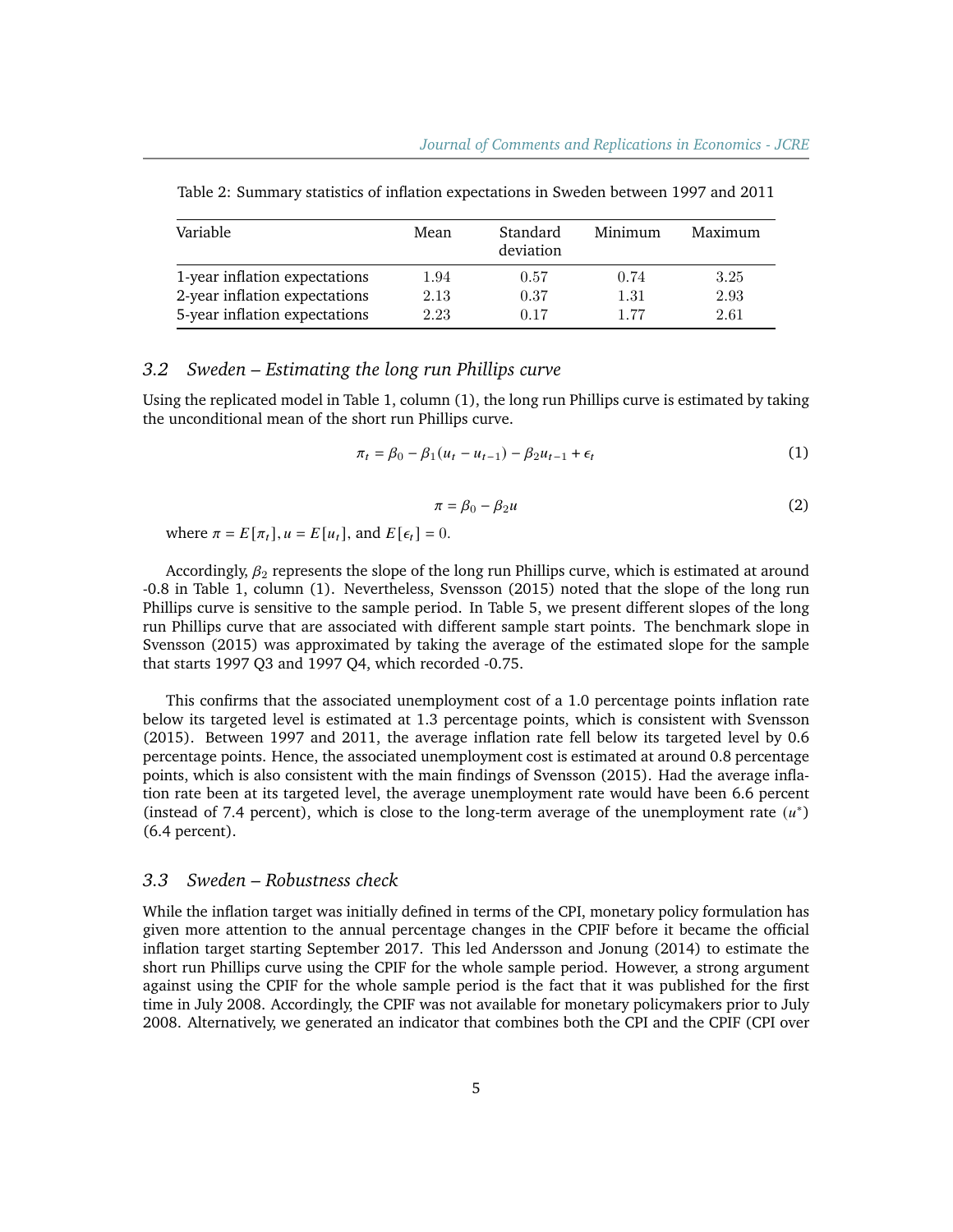Table 2: Summary statistics of inflation expectations in Sweden between 1997 and 2011

| Variable | Mean | Standard deviation | Minimum | Maximum |
|---|---|---|---|---|
| 1-year inflation expectations | 1.94 | 0.57 | 0.74 | 3.25 |
| 2-year inflation expectations | 2.13 | 0.37 | 1.31 | 2.93 |
| 5-year inflation expectations | 2.23 | 0.17 | 1.77 | 2.61 |

### 3.2 Sweden – Estimating the long run Phillips curve

Using the replicated model in Table 1, column (1), the long run Phillips curve is estimated by taking the unconditional mean of the short run Phillips curve.

$$\pi_t = \beta_0 - \beta_1(u_t - u_{t-1}) - \beta_2 u_{t-1} + \epsilon_t \tag{1}$$

$$\pi = \beta_0 - \beta_2 u \tag{2}$$

where $\pi = E[\pi_t]$, $u = E[u_t]$, and $E[\epsilon_t] = 0$.

Accordingly, $\beta_2$ represents the slope of the long run Phillips curve, which is estimated at around -0.8 in Table 1, column (1). Nevertheless, Svensson (2015) noted that the slope of the long run Phillips curve is sensitive to the sample period. In Table 5, we present different slopes of the long run Phillips curve that are associated with different sample start points. The benchmark slope in Svensson (2015) was approximated by taking the average of the estimated slope for the sample that starts 1997 Q3 and 1997 Q4, which recorded -0.75.

This confirms that the associated unemployment cost of a 1.0 percentage points inflation rate below its targeted level is estimated at 1.3 percentage points, which is consistent with Svensson (2015). Between 1997 and 2011, the average inflation rate fell below its targeted level by 0.6 percentage points. Hence, the associated unemployment cost is estimated at around 0.8 percentage points, which is also consistent with the main findings of Svensson (2015). Had the average inflation rate been at its targeted level, the average unemployment rate would have been 6.6 percent (instead of 7.4 percent), which is close to the long-term average of the unemployment rate ($u^*$) (6.4 percent).

### 3.3 Sweden – Robustness check

While the inflation target was initially defined in terms of the CPI, monetary policy formulation has given more attention to the annual percentage changes in the CPIF before it became the official inflation target starting September 2017. This led Andersson and Jonung (2014) to estimate the short run Phillips curve using the CPIF for the whole sample period. However, a strong argument against using the CPIF for the whole sample period is the fact that it was published for the first time in July 2008. Accordingly, the CPIF was not available for monetary policymakers prior to July 2008. Alternatively, we generated an indicator that combines both the CPI and the CPIF (CPI over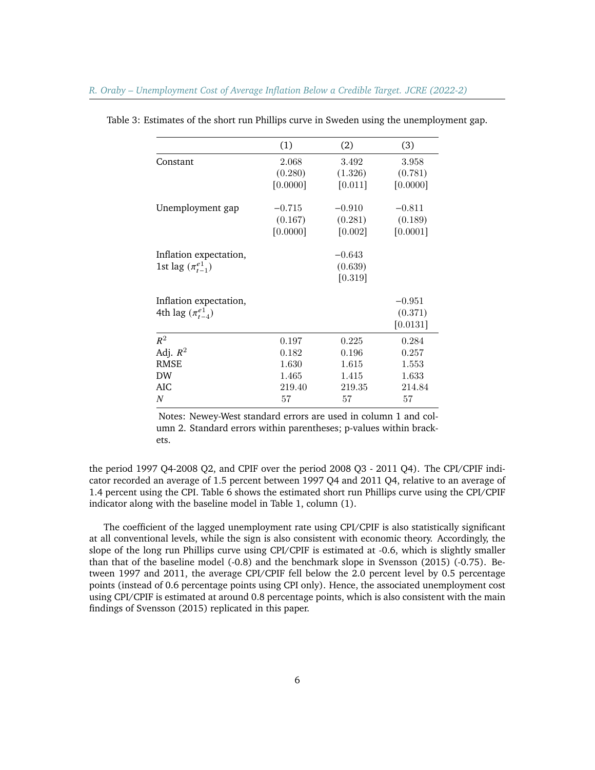Table 3: Estimates of the short run Phillips curve in Sweden using the unemployment gap.

| | (1) | (2) | (3) |
|---|---|---|---|
| Constant | 2.068 | 3.492 | 3.958 |
| | (0.280) | (1.326) | (0.781) |
| | [0.0000] | [0.011] | [0.0000] |
| Unemployment gap | −0.715 | −0.910 | −0.811 |
| | (0.167) | (0.281) | (0.189) |
| | [0.0000] | [0.002] | [0.0001] |
| Inflation expectation, 1st lag ($\pi^{e1}_{t-1}$) | | −0.643 | |
| | | (0.639) | |
| | | [0.319] | |
| Inflation expectation, 4th lag ($\pi^{e1}_{t-4}$) | | | −0.951 |
| | | | (0.371) |
| | | | [0.0131] |
| $R^2$ | 0.197 | 0.225 | 0.284 |
| Adj. $R^2$ | 0.182 | 0.196 | 0.257 |
| RMSE | 1.630 | 1.615 | 1.553 |
| DW | 1.465 | 1.415 | 1.633 |
| AIC | 219.40 | 219.35 | 214.84 |
| $N$ | 57 | 57 | 57 |

Notes: Newey-West standard errors are used in column 1 and column 2. Standard errors within parentheses; p-values within brackets.

the period 1997 Q4-2008 Q2, and CPIF over the period 2008 Q3 - 2011 Q4). The CPI/CPIF indicator recorded an average of 1.5 percent between 1997 Q4 and 2011 Q4, relative to an average of 1.4 percent using the CPI. Table 6 shows the estimated short run Phillips curve using the CPI/CPIF indicator along with the baseline model in Table 1, column (1).

The coefficient of the lagged unemployment rate using CPI/CPIF is also statistically significant at all conventional levels, while the sign is also consistent with economic theory. Accordingly, the slope of the long run Phillips curve using CPI/CPIF is estimated at -0.6, which is slightly smaller than that of the baseline model (-0.8) and the benchmark slope in Svensson (2015) (-0.75). Between 1997 and 2011, the average CPI/CPIF fell below the 2.0 percent level by 0.5 percentage points (instead of 0.6 percentage points using CPI only). Hence, the associated unemployment cost using CPI/CPIF is estimated at around 0.8 percentage points, which is also consistent with the main findings of Svensson (2015) replicated in this paper.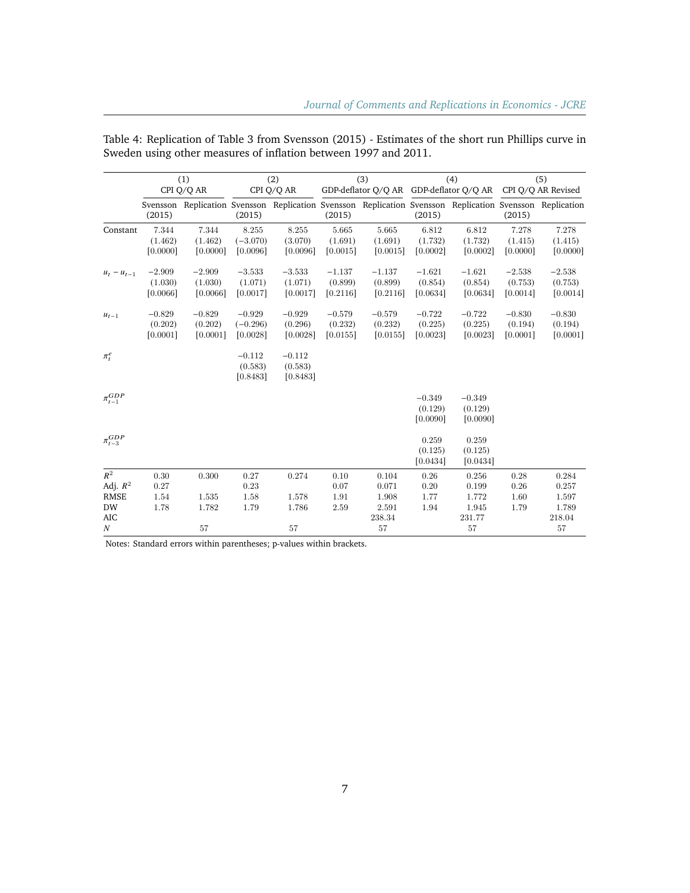Table 4: Replication of Table 3 from Svensson (2015) - Estimates of the short run Phillips curve in Sweden using other measures of inflation between 1997 and 2011.

| | (1) CPI Q/Q AR | | (2) CPI Q/Q AR | | (3) GDP-deflator Q/Q AR | | (4) GDP-deflator Q/Q AR | | (5) CPI Q/Q AR Revised | |
|---|---|---|---|---|---|---|---|---|---|---|
| | Svensson (2015) | Replication | Svensson (2015) | Replication | Svensson (2015) | Replication | Svensson (2015) | Replication | Svensson (2015) | Replication |
| Constant | 7.344 (1.462) [0.0000] | 7.344 (1.462) [0.0000] | 8.255 (−3.070) [0.0096] | 8.255 (3.070) [0.0096] | 5.665 (1.691) [0.0015] | 5.665 (1.691) [0.0015] | 6.812 (1.732) [0.0002] | 6.812 (1.732) [0.0002] | 7.278 (1.415) [0.0000] | 7.278 (1.415) [0.0000] |
| $u_t - u_{t-1}$ | −2.909 (1.030) [0.0066] | −2.909 (1.030) [0.0066] | −3.533 (1.071) [0.0017] | −3.533 (1.071) [0.0017] | −1.137 (0.899) [0.2116] | −1.137 (0.899) [0.2116] | −1.621 (0.854) [0.0634] | −1.621 (0.854) [0.0634] | −2.538 (0.753) [0.0014] | −2.538 (0.753) [0.0014] |
| $u_{t-1}$ | −0.829 (0.202) [0.0001] | −0.829 (0.202) [0.0001] | −0.929 (−0.296) [0.0028] | −0.929 (0.296) [0.0028] | −0.579 (0.232) [0.0155] | −0.579 (0.232) [0.0155] | −0.722 (0.225) [0.0023] | −0.722 (0.225) [0.0023] | −0.830 (0.194) [0.0001] | −0.830 (0.194) [0.0001] |
| $\pi_t^e$ | | | −0.112 (0.583) [0.8483] | −0.112 (0.583) [0.8483] | | | | | | |
| $\pi_{t-1}^{GDP}$ | | | | | | | −0.349 (0.129) [0.0090] | −0.349 (0.129) [0.0090] | | |
| $\pi_{t-3}^{GDP}$ | | | | | | | 0.259 (0.125) [0.0434] | 0.259 (0.125) [0.0434] | | |
| $R^2$ | 0.30 | 0.300 | 0.27 | 0.274 | 0.10 | 0.104 | 0.26 | 0.256 | 0.28 | 0.284 |
| Adj. $R^2$ | 0.27 | | 0.23 | | 0.07 | 0.071 | 0.20 | 0.199 | 0.26 | 0.257 |
| RMSE | 1.54 | 1.535 | 1.58 | 1.578 | 1.91 | 1.908 | 1.77 | 1.772 | 1.60 | 1.597 |
| DW | 1.78 | 1.782 | 1.79 | 1.786 | 2.59 | 2.591 | 1.94 | 1.945 | 1.79 | 1.789 |
| AIC | | | | | | 238.34 | | 231.77 | | 218.04 |
| $N$ | | 57 | | 57 | | 57 | | 57 | | 57 |

Notes: Standard errors within parentheses; p-values within brackets.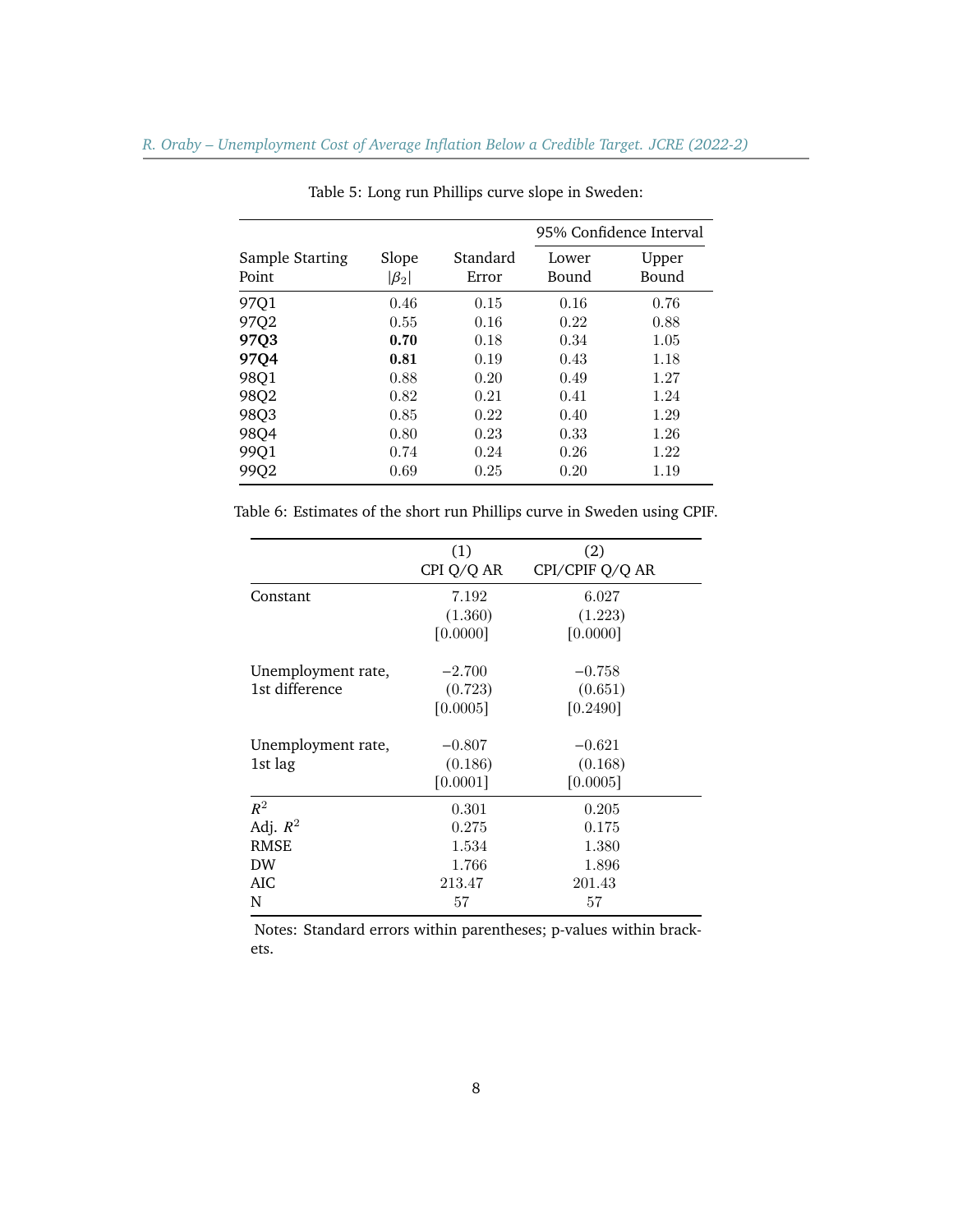Table 5: Long run Phillips curve slope in Sweden:

| Sample Starting Point | Slope $\lvert\beta_2\rvert$ | Standard Error | 95% Confidence Interval Lower Bound | Upper Bound |
|---|---|---|---|---|
| 97Q1 | 0.46 | 0.15 | 0.16 | 0.76 |
| 97Q2 | 0.55 | 0.16 | 0.22 | 0.88 |
| **97Q3** | **0.70** | 0.18 | 0.34 | 1.05 |
| **97Q4** | **0.81** | 0.19 | 0.43 | 1.18 |
| 98Q1 | 0.88 | 0.20 | 0.49 | 1.27 |
| 98Q2 | 0.82 | 0.21 | 0.41 | 1.24 |
| 98Q3 | 0.85 | 0.22 | 0.40 | 1.29 |
| 98Q4 | 0.80 | 0.23 | 0.33 | 1.26 |
| 99Q1 | 0.74 | 0.24 | 0.26 | 1.22 |
| 99Q2 | 0.69 | 0.25 | 0.20 | 1.19 |

Table 6: Estimates of the short run Phillips curve in Sweden using CPIF.

| | (1) CPI Q/Q AR | (2) CPI/CPIF Q/Q AR |
|---|---|---|
| Constant | 7.192 | 6.027 |
| | (1.360) | (1.223) |
| | [0.0000] | [0.0000] |
| Unemployment rate, 1st difference | −2.700 | −0.758 |
| | (0.723) | (0.651) |
| | [0.0005] | [0.2490] |
| Unemployment rate, 1st lag | −0.807 | −0.621 |
| | (0.186) | (0.168) |
| | [0.0001] | [0.0005] |
| $R^2$ | 0.301 | 0.205 |
| Adj. $R^2$ | 0.275 | 0.175 |
| RMSE | 1.534 | 1.380 |
| DW | 1.766 | 1.896 |
| AIC | 213.47 | 201.43 |
| N | 57 | 57 |

Notes: Standard errors within parentheses; p-values within brackets.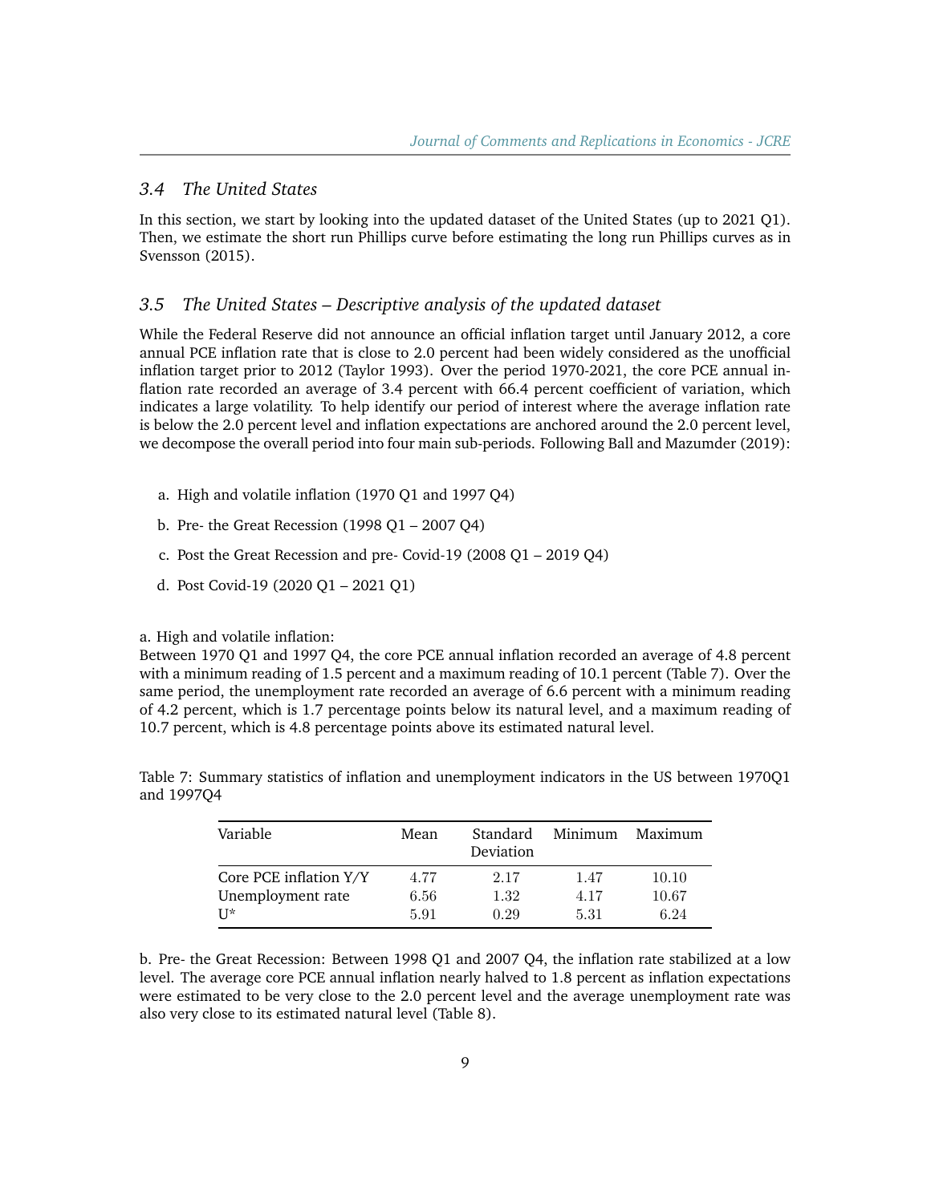### 3.4 The United States

In this section, we start by looking into the updated dataset of the United States (up to 2021 Q1). Then, we estimate the short run Phillips curve before estimating the long run Phillips curves as in Svensson (2015).

### 3.5 The United States – Descriptive analysis of the updated dataset

While the Federal Reserve did not announce an official inflation target until January 2012, a core annual PCE inflation rate that is close to 2.0 percent had been widely considered as the unofficial inflation target prior to 2012 (Taylor 1993). Over the period 1970-2021, the core PCE annual inflation rate recorded an average of 3.4 percent with 66.4 percent coefficient of variation, which indicates a large volatility. To help identify our period of interest where the average inflation rate is below the 2.0 percent level and inflation expectations are anchored around the 2.0 percent level, we decompose the overall period into four main sub-periods. Following Ball and Mazumder (2019):

a. High and volatile inflation (1970 Q1 and 1997 Q4)

b. Pre- the Great Recession (1998 Q1 – 2007 Q4)

c. Post the Great Recession and pre- Covid-19 (2008 Q1 – 2019 Q4)

d. Post Covid-19 (2020 Q1 – 2021 Q1)

a. High and volatile inflation:
Between 1970 Q1 and 1997 Q4, the core PCE annual inflation recorded an average of 4.8 percent with a minimum reading of 1.5 percent and a maximum reading of 10.1 percent (Table 7). Over the same period, the unemployment rate recorded an average of 6.6 percent with a minimum reading of 4.2 percent, which is 1.7 percentage points below its natural level, and a maximum reading of 10.7 percent, which is 4.8 percentage points above its estimated natural level.

Table 7: Summary statistics of inflation and unemployment indicators in the US between 1970Q1 and 1997Q4

| Variable | Mean | Standard Deviation | Minimum | Maximum |
|---|---|---|---|---|
| Core PCE inflation Y/Y | 4.77 | 2.17 | 1.47 | 10.10 |
| Unemployment rate | 6.56 | 1.32 | 4.17 | 10.67 |
| U* | 5.91 | 0.29 | 5.31 | 6.24 |

b. Pre- the Great Recession: Between 1998 Q1 and 2007 Q4, the inflation rate stabilized at a low level. The average core PCE annual inflation nearly halved to 1.8 percent as inflation expectations were estimated to be very close to the 2.0 percent level and the average unemployment rate was also very close to its estimated natural level (Table 8).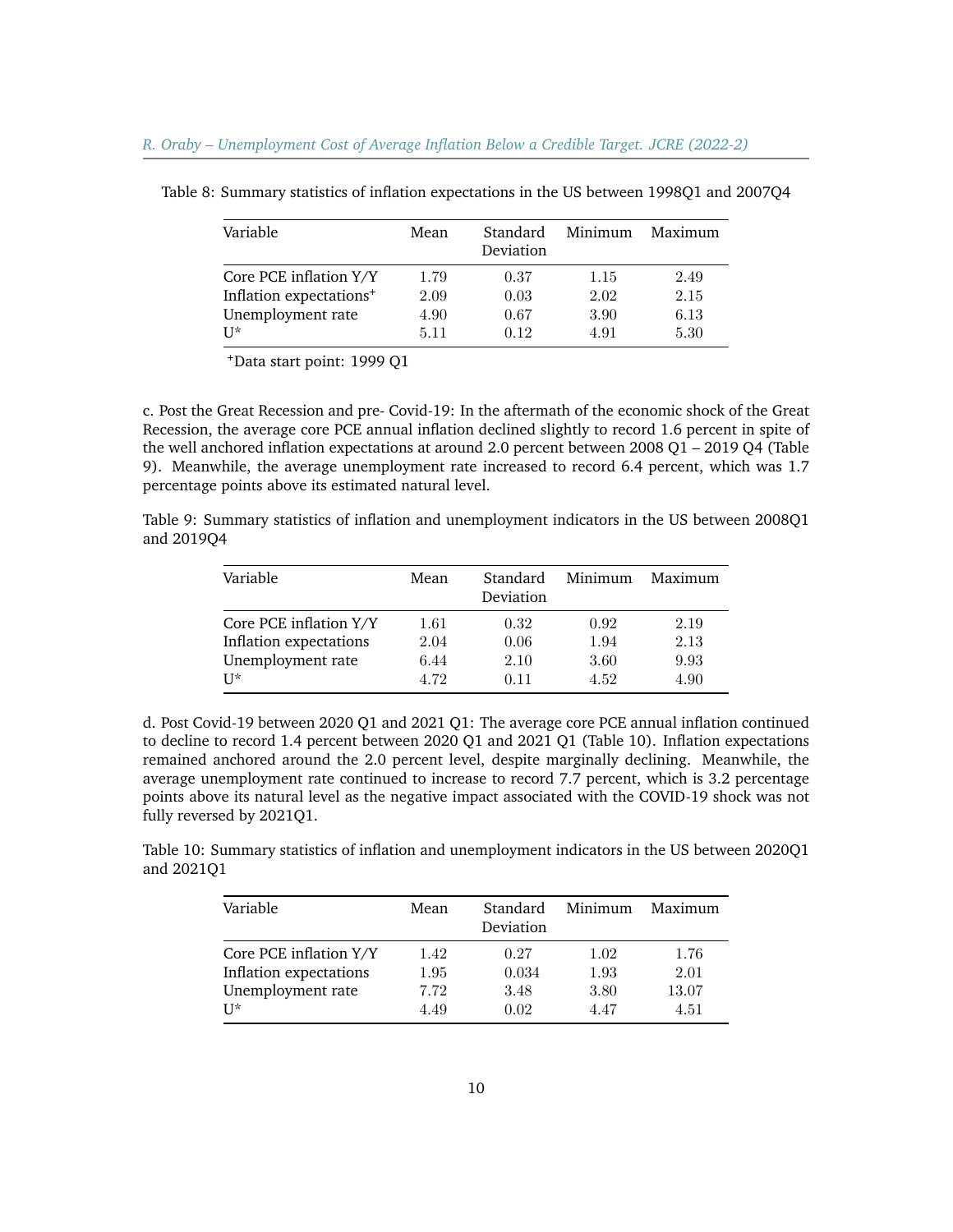Table 8: Summary statistics of inflation expectations in the US between 1998Q1 and 2007Q4

| Variable | Mean | Standard Deviation | Minimum | Maximum |
|---|---|---|---|---|
| Core PCE inflation Y/Y | 1.79 | 0.37 | 1.15 | 2.49 |
| Inflation expectations+ | 2.09 | 0.03 | 2.02 | 2.15 |
| Unemployment rate | 4.90 | 0.67 | 3.90 | 6.13 |
| U* | 5.11 | 0.12 | 4.91 | 5.30 |

+Data start point: 1999 Q1

c. Post the Great Recession and pre- Covid-19: In the aftermath of the economic shock of the Great Recession, the average core PCE annual inflation declined slightly to record 1.6 percent in spite of the well anchored inflation expectations at around 2.0 percent between 2008 Q1 – 2019 Q4 (Table 9). Meanwhile, the average unemployment rate increased to record 6.4 percent, which was 1.7 percentage points above its estimated natural level.

Table 9: Summary statistics of inflation and unemployment indicators in the US between 2008Q1 and 2019Q4

| Variable | Mean | Standard Deviation | Minimum | Maximum |
|---|---|---|---|---|
| Core PCE inflation Y/Y | 1.61 | 0.32 | 0.92 | 2.19 |
| Inflation expectations | 2.04 | 0.06 | 1.94 | 2.13 |
| Unemployment rate | 6.44 | 2.10 | 3.60 | 9.93 |
| U* | 4.72 | 0.11 | 4.52 | 4.90 |

d. Post Covid-19 between 2020 Q1 and 2021 Q1: The average core PCE annual inflation continued to decline to record 1.4 percent between 2020 Q1 and 2021 Q1 (Table 10). Inflation expectations remained anchored around the 2.0 percent level, despite marginally declining. Meanwhile, the average unemployment rate continued to increase to record 7.7 percent, which is 3.2 percentage points above its natural level as the negative impact associated with the COVID-19 shock was not fully reversed by 2021Q1.

Table 10: Summary statistics of inflation and unemployment indicators in the US between 2020Q1 and 2021Q1

| Variable | Mean | Standard Deviation | Minimum | Maximum |
|---|---|---|---|---|
| Core PCE inflation Y/Y | 1.42 | 0.27 | 1.02 | 1.76 |
| Inflation expectations | 1.95 | 0.034 | 1.93 | 2.01 |
| Unemployment rate | 7.72 | 3.48 | 3.80 | 13.07 |
| U* | 4.49 | 0.02 | 4.47 | 4.51 |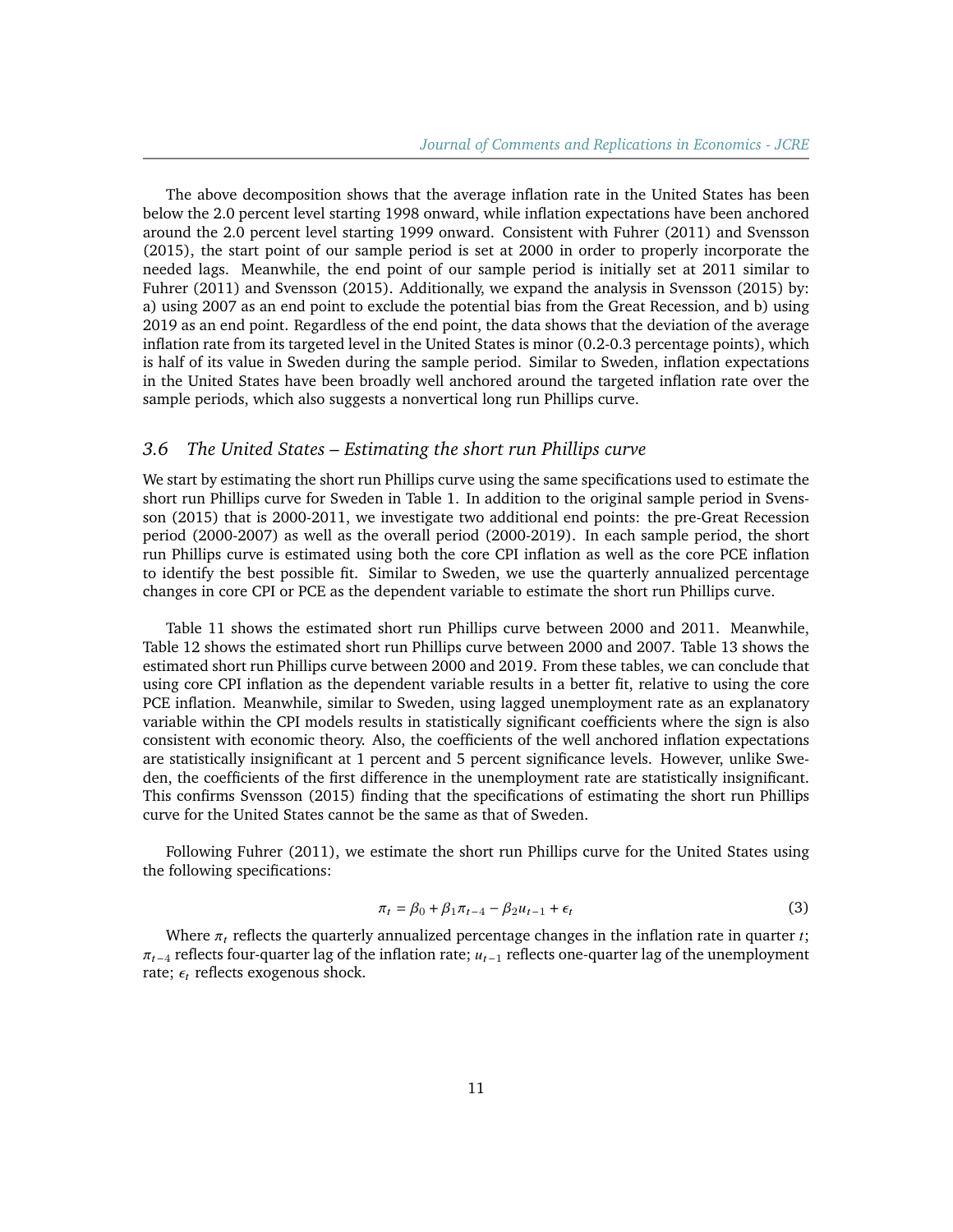The above decomposition shows that the average inflation rate in the United States has been below the 2.0 percent level starting 1998 onward, while inflation expectations have been anchored around the 2.0 percent level starting 1999 onward. Consistent with Fuhrer (2011) and Svensson (2015), the start point of our sample period is set at 2000 in order to properly incorporate the needed lags. Meanwhile, the end point of our sample period is initially set at 2011 similar to Fuhrer (2011) and Svensson (2015). Additionally, we expand the analysis in Svensson (2015) by: a) using 2007 as an end point to exclude the potential bias from the Great Recession, and b) using 2019 as an end point. Regardless of the end point, the data shows that the deviation of the average inflation rate from its targeted level in the United States is minor (0.2-0.3 percentage points), which is half of its value in Sweden during the sample period. Similar to Sweden, inflation expectations in the United States have been broadly well anchored around the targeted inflation rate over the sample periods, which also suggests a nonvertical long run Phillips curve.

### 3.6 *The United States – Estimating the short run Phillips curve*

We start by estimating the short run Phillips curve using the same specifications used to estimate the short run Phillips curve for Sweden in Table 1. In addition to the original sample period in Svensson (2015) that is 2000-2011, we investigate two additional end points: the pre-Great Recession period (2000-2007) as well as the overall period (2000-2019). In each sample period, the short run Phillips curve is estimated using both the core CPI inflation as well as the core PCE inflation to identify the best possible fit. Similar to Sweden, we use the quarterly annualized percentage changes in core CPI or PCE as the dependent variable to estimate the short run Phillips curve.

Table 11 shows the estimated short run Phillips curve between 2000 and 2011. Meanwhile, Table 12 shows the estimated short run Phillips curve between 2000 and 2007. Table 13 shows the estimated short run Phillips curve between 2000 and 2019. From these tables, we can conclude that using core CPI inflation as the dependent variable results in a better fit, relative to using the core PCE inflation. Meanwhile, similar to Sweden, using lagged unemployment rate as an explanatory variable within the CPI models results in statistically significant coefficients where the sign is also consistent with economic theory. Also, the coefficients of the well anchored inflation expectations are statistically insignificant at 1 percent and 5 percent significance levels. However, unlike Sweden, the coefficients of the first difference in the unemployment rate are statistically insignificant. This confirms Svensson (2015) finding that the specifications of estimating the short run Phillips curve for the United States cannot be the same as that of Sweden.

Following Fuhrer (2011), we estimate the short run Phillips curve for the United States using the following specifications:

$$\pi_t = \beta_0 + \beta_1 \pi_{t-4} - \beta_2 u_{t-1} + \epsilon_t \tag{3}$$

Where $\pi_t$ reflects the quarterly annualized percentage changes in the inflation rate in quarter $t$; $\pi_{t-4}$ reflects four-quarter lag of the inflation rate; $u_{t-1}$ reflects one-quarter lag of the unemployment rate; $\epsilon_t$ reflects exogenous shock.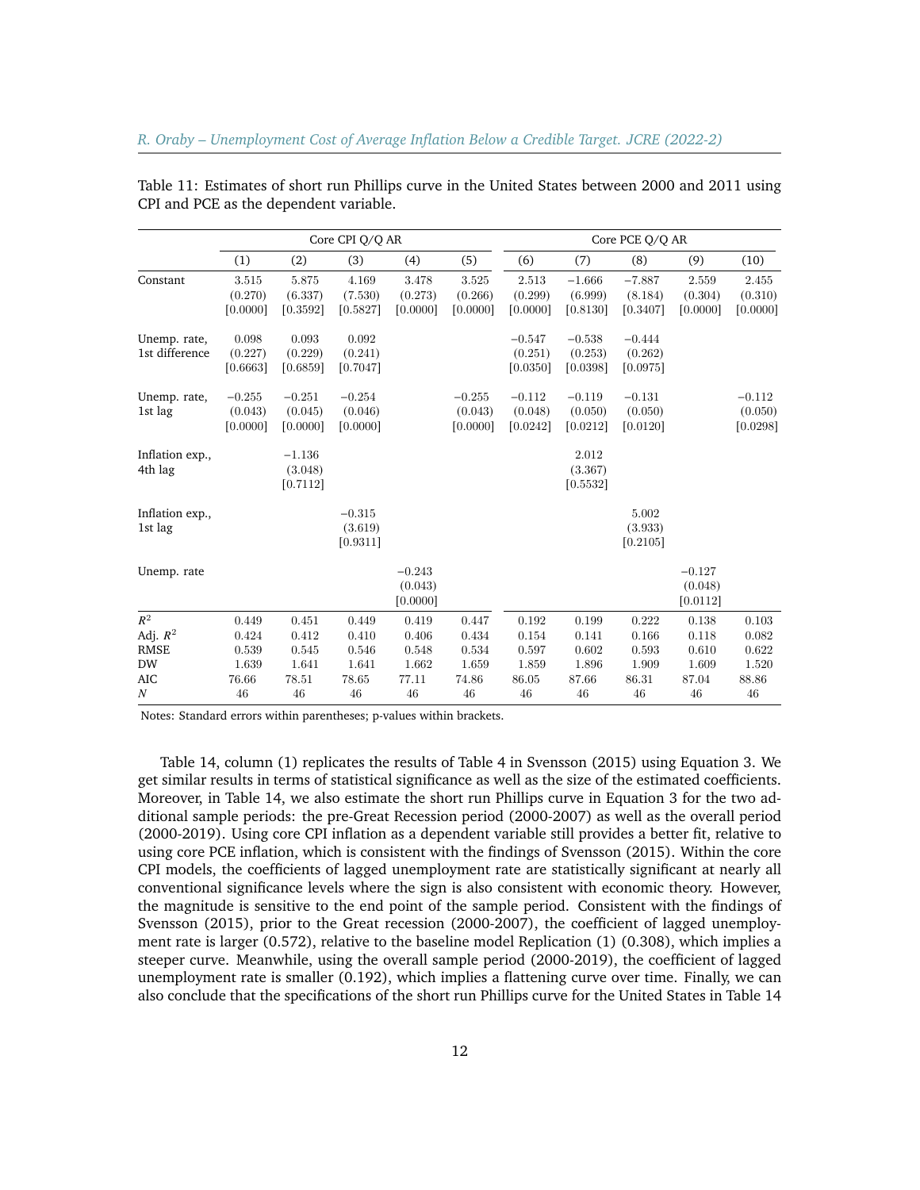Table 11: Estimates of short run Phillips curve in the United States between 2000 and 2011 using CPI and PCE as the dependent variable.

| | Core CPI Q/Q AR | | | | | Core PCE Q/Q AR | | | | |
|---|---|---|---|---|---|---|---|---|---|---|
| | (1) | (2) | (3) | (4) | (5) | (6) | (7) | (8) | (9) | (10) |
| Constant | 3.515<br>(0.270)<br>[0.0000] | 5.875<br>(6.337)<br>[0.3592] | 4.169<br>(7.530)<br>[0.5827] | 3.478<br>(0.273)<br>[0.0000] | 3.525<br>(0.266)<br>[0.0000] | 2.513<br>(0.299)<br>[0.0000] | −1.666<br>(6.999)<br>[0.8130] | −7.887<br>(8.184)<br>[0.3407] | 2.559<br>(0.304)<br>[0.0000] | 2.455<br>(0.310)<br>[0.0000] |
| Unemp. rate, 1st difference | 0.098<br>(0.227)<br>[0.6663] | 0.093<br>(0.229)<br>[0.6859] | 0.092<br>(0.241)<br>[0.7047] | | | −0.547<br>(0.251)<br>[0.0350] | −0.538<br>(0.253)<br>[0.0398] | −0.444<br>(0.262)<br>[0.0975] | | |
| Unemp. rate, 1st lag | −0.255<br>(0.043)<br>[0.0000] | −0.251<br>(0.045)<br>[0.0000] | −0.254<br>(0.046)<br>[0.0000] | | −0.255<br>(0.043)<br>[0.0000] | −0.112<br>(0.048)<br>[0.0242] | −0.119<br>(0.050)<br>[0.0212] | −0.131<br>(0.050)<br>[0.0120] | | −0.112<br>(0.050)<br>[0.0298] |
| Inflation exp., 4th lag | | −1.136<br>(3.048)<br>[0.7112] | | | | | 2.012<br>(3.367)<br>[0.5532] | | | |
| Inflation exp., 1st lag | | | −0.315<br>(3.619)<br>[0.9311] | | | | | 5.002<br>(3.933)<br>[0.2105] | | |
| Unemp. rate | | | | −0.243<br>(0.043)<br>[0.0000] | | | | | −0.127<br>(0.048)<br>[0.0112] | |
| $R^2$ | 0.449 | 0.451 | 0.449 | 0.419 | 0.447 | 0.192 | 0.199 | 0.222 | 0.138 | 0.103 |
| Adj. $R^2$ | 0.424 | 0.412 | 0.410 | 0.406 | 0.434 | 0.154 | 0.141 | 0.166 | 0.118 | 0.082 |
| RMSE | 0.539 | 0.545 | 0.546 | 0.548 | 0.534 | 0.597 | 0.602 | 0.593 | 0.610 | 0.622 |
| DW | 1.639 | 1.641 | 1.641 | 1.662 | 1.659 | 1.859 | 1.896 | 1.909 | 1.609 | 1.520 |
| AIC | 76.66 | 78.51 | 78.65 | 77.11 | 74.86 | 86.05 | 87.66 | 86.31 | 87.04 | 88.86 |
| $N$ | 46 | 46 | 46 | 46 | 46 | 46 | 46 | 46 | 46 | 46 |

Notes: Standard errors within parentheses; p-values within brackets.

Table 14, column (1) replicates the results of Table 4 in Svensson (2015) using Equation 3. We get similar results in terms of statistical significance as well as the size of the estimated coefficients. Moreover, in Table 14, we also estimate the short run Phillips curve in Equation 3 for the two additional sample periods: the pre-Great Recession period (2000-2007) as well as the overall period (2000-2019). Using core CPI inflation as a dependent variable still provides a better fit, relative to using core PCE inflation, which is consistent with the findings of Svensson (2015). Within the core CPI models, the coefficients of lagged unemployment rate are statistically significant at nearly all conventional significance levels where the sign is also consistent with economic theory. However, the magnitude is sensitive to the end point of the sample period. Consistent with the findings of Svensson (2015), prior to the Great recession (2000-2007), the coefficient of lagged unemployment rate is larger (0.572), relative to the baseline model Replication (1) (0.308), which implies a steeper curve. Meanwhile, using the overall sample period (2000-2019), the coefficient of lagged unemployment rate is smaller (0.192), which implies a flattening curve over time. Finally, we can also conclude that the specifications of the short run Phillips curve for the United States in Table 14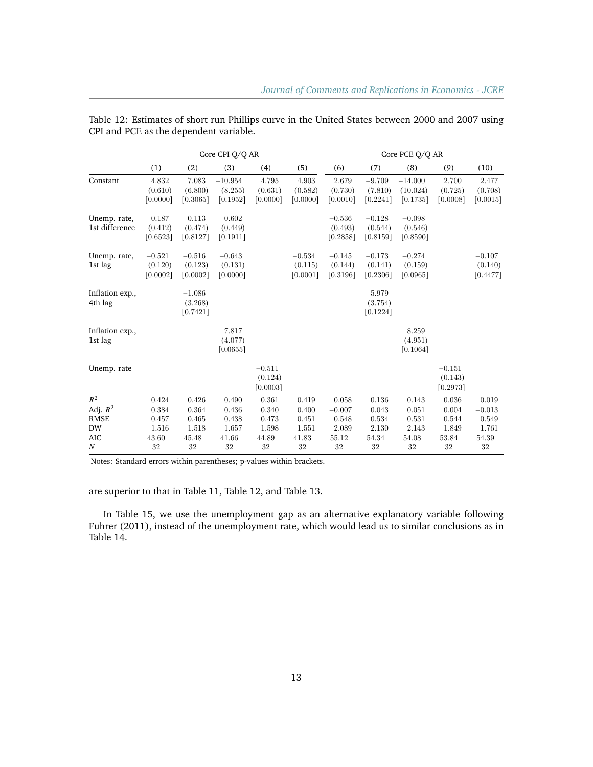Table 12: Estimates of short run Phillips curve in the United States between 2000 and 2007 using CPI and PCE as the dependent variable.

| | Core CPI Q/Q AR | | | | | Core PCE Q/Q AR | | | | |
|---|---|---|---|---|---|---|---|---|---|---|
| | (1) | (2) | (3) | (4) | (5) | (6) | (7) | (8) | (9) | (10) |
| Constant | 4.832 | 7.083 | −10.954 | 4.795 | 4.903 | 2.679 | −9.709 | −14.000 | 2.700 | 2.477 |
| | (0.610) | (6.800) | (8.255) | (0.631) | (0.582) | (0.730) | (7.810) | (10.024) | (0.725) | (0.708) |
| | [0.0000] | [0.3065] | [0.1952] | [0.0000] | [0.0000] | [0.0010] | [0.2241] | [0.1735] | [0.0008] | [0.0015] |
| Unemp. rate, 1st difference | 0.187 | 0.113 | 0.602 | | | −0.536 | −0.128 | −0.098 | | |
| | (0.412) | (0.474) | (0.449) | | | (0.493) | (0.544) | (0.546) | | |
| | [0.6523] | [0.8127] | [0.1911] | | | [0.2858] | [0.8159] | [0.8590] | | |
| Unemp. rate, 1st lag | −0.521 | −0.516 | −0.643 | | −0.534 | −0.145 | −0.173 | −0.274 | | −0.107 |
| | (0.120) | (0.123) | (0.131) | | (0.115) | (0.144) | (0.141) | (0.159) | | (0.140) |
| | [0.0002] | [0.0002] | [0.0000] | | [0.0001] | [0.3196] | [0.2306] | [0.0965] | | [0.4477] |
| Inflation exp., 4th lag | | −1.086 | | | | | 5.979 | | | |
| | | (3.268) | | | | | (3.754) | | | |
| | | [0.7421] | | | | | [0.1224] | | | |
| Inflation exp., 1st lag | | | 7.817 | | | | | 8.259 | | |
| | | | (4.077) | | | | | (4.951) | | |
| | | | [0.0655] | | | | | [0.1064] | | |
| Unemp. rate | | | | −0.511 | | | | | −0.151 | |
| | | | | (0.124) | | | | | (0.143) | |
| | | | | [0.0003] | | | | | [0.2973] | |
| $R^2$ | 0.424 | 0.426 | 0.490 | 0.361 | 0.419 | 0.058 | 0.136 | 0.143 | 0.036 | 0.019 |
| Adj. $R^2$ | 0.384 | 0.364 | 0.436 | 0.340 | 0.400 | −0.007 | 0.043 | 0.051 | 0.004 | −0.013 |
| RMSE | 0.457 | 0.465 | 0.438 | 0.473 | 0.451 | 0.548 | 0.534 | 0.531 | 0.544 | 0.549 |
| DW | 1.516 | 1.518 | 1.657 | 1.598 | 1.551 | 2.089 | 2.130 | 2.143 | 1.849 | 1.761 |
| AIC | 43.60 | 45.48 | 41.66 | 44.89 | 41.83 | 55.12 | 54.34 | 54.08 | 53.84 | 54.39 |
| $N$ | 32 | 32 | 32 | 32 | 32 | 32 | 32 | 32 | 32 | 32 |

Notes: Standard errors within parentheses; p-values within brackets.

are superior to that in Table 11, Table 12, and Table 13.

In Table 15, we use the unemployment gap as an alternative explanatory variable following Fuhrer (2011), instead of the unemployment rate, which would lead us to similar conclusions as in Table 14.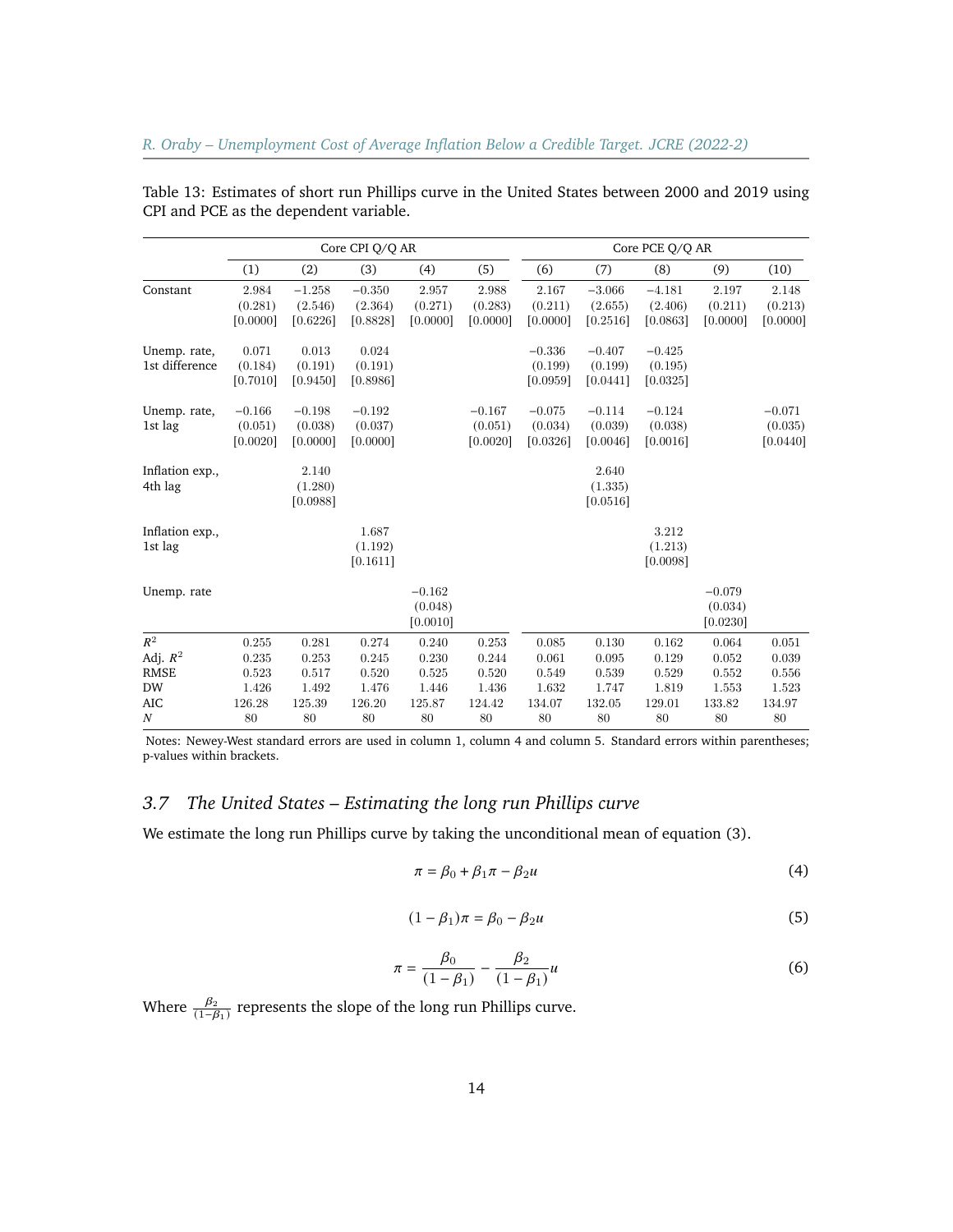Table 13: Estimates of short run Phillips curve in the United States between 2000 and 2019 using CPI and PCE as the dependent variable.

| | Core CPI Q/Q AR | | | | | Core PCE Q/Q AR | | | | |
|---|---|---|---|---|---|---|---|---|---|---|
| | (1) | (2) | (3) | (4) | (5) | (6) | (7) | (8) | (9) | (10) |
| Constant | 2.984<br>(0.281)<br>[0.0000] | −1.258<br>(2.546)<br>[0.6226] | −0.350<br>(2.364)<br>[0.8828] | 2.957<br>(0.271)<br>[0.0000] | 2.988<br>(0.283)<br>[0.0000] | 2.167<br>(0.211)<br>[0.0000] | −3.066<br>(2.655)<br>[0.2516] | −4.181<br>(2.406)<br>[0.0863] | 2.197<br>(0.211)<br>[0.0000] | 2.148<br>(0.213)<br>[0.0000] |
| Unemp. rate, 1st difference | 0.071<br>(0.184)<br>[0.7010] | 0.013<br>(0.191)<br>[0.9450] | 0.024<br>(0.191)<br>[0.8986] | | | −0.336<br>(0.199)<br>[0.0959] | −0.407<br>(0.199)<br>[0.0441] | −0.425<br>(0.195)<br>[0.0325] | | |
| Unemp. rate, 1st lag | −0.166<br>(0.051)<br>[0.0020] | −0.198<br>(0.038)<br>[0.0000] | −0.192<br>(0.037)<br>[0.0000] | | −0.167<br>(0.051)<br>[0.0020] | −0.075<br>(0.034)<br>[0.0326] | −0.114<br>(0.039)<br>[0.0046] | −0.124<br>(0.038)<br>[0.0016] | | −0.071<br>(0.035)<br>[0.0440] |
| Inflation exp., 4th lag | | 2.140<br>(1.280)<br>[0.0988] | | | | | 2.640<br>(1.335)<br>[0.0516] | | | |
| Inflation exp., 1st lag | | | 1.687<br>(1.192)<br>[0.1611] | | | | | 3.212<br>(1.213)<br>[0.0098] | | |
| Unemp. rate | | | | −0.162<br>(0.048)<br>[0.0010] | | | | | −0.079<br>(0.034)<br>[0.0230] | |
| $R^2$ | 0.255 | 0.281 | 0.274 | 0.240 | 0.253 | 0.085 | 0.130 | 0.162 | 0.064 | 0.051 |
| Adj. $R^2$ | 0.235 | 0.253 | 0.245 | 0.230 | 0.244 | 0.061 | 0.095 | 0.129 | 0.052 | 0.039 |
| RMSE | 0.523 | 0.517 | 0.520 | 0.525 | 0.520 | 0.549 | 0.539 | 0.529 | 0.552 | 0.556 |
| DW | 1.426 | 1.492 | 1.476 | 1.446 | 1.436 | 1.632 | 1.747 | 1.819 | 1.553 | 1.523 |
| AIC | 126.28 | 125.39 | 126.20 | 125.87 | 124.42 | 134.07 | 132.05 | 129.01 | 133.82 | 134.97 |
| $N$ | 80 | 80 | 80 | 80 | 80 | 80 | 80 | 80 | 80 | 80 |

Notes: Newey-West standard errors are used in column 1, column 4 and column 5. Standard errors within parentheses; p-values within brackets.

## 3.7 *The United States – Estimating the long run Phillips curve*

We estimate the long run Phillips curve by taking the unconditional mean of equation (3).

$$\pi = \beta_0 + \beta_1 \pi - \beta_2 u \tag{4}$$

$$(1 - \beta_1)\pi = \beta_0 - \beta_2 u \tag{5}$$

$$\pi = \frac{\beta_0}{(1 - \beta_1)} - \frac{\beta_2}{(1 - \beta_1)} u \tag{6}$$

Where $\frac{\beta_2}{(1-\beta_1)}$ represents the slope of the long run Phillips curve.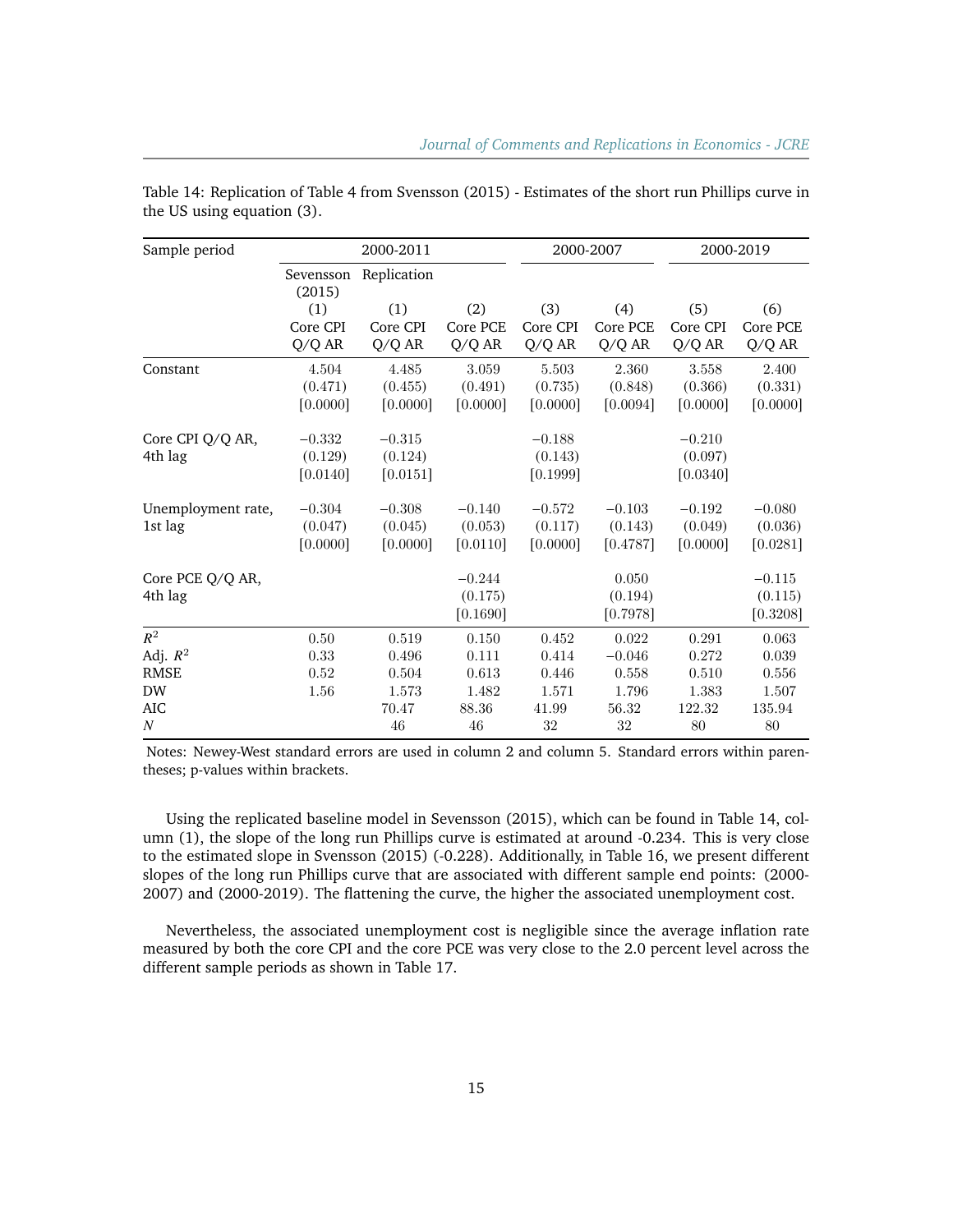Table 14: Replication of Table 4 from Svensson (2015) - Estimates of the short run Phillips curve in the US using equation (3).

| Sample period | 2000-2011 | | | 2000-2007 | | 2000-2019 | |
|---|---|---|---|---|---|---|---|
| | Sevensson (2015) | Replication | | | | | |
| | (1) | (1) | (2) | (3) | (4) | (5) | (6) |
| | Core CPI Q/Q AR | Core CPI Q/Q AR | Core PCE Q/Q AR | Core CPI Q/Q AR | Core PCE Q/Q AR | Core CPI Q/Q AR | Core PCE Q/Q AR |
| Constant | 4.504 | 4.485 | 3.059 | 5.503 | 2.360 | 3.558 | 2.400 |
| | (0.471) | (0.455) | (0.491) | (0.735) | (0.848) | (0.366) | (0.331) |
| | [0.0000] | [0.0000] | [0.0000] | [0.0000] | [0.0094] | [0.0000] | [0.0000] |
| Core CPI Q/Q AR, 4th lag | −0.332 | −0.315 | | −0.188 | | −0.210 | |
| | (0.129) | (0.124) | | (0.143) | | (0.097) | |
| | [0.0140] | [0.0151] | | [0.1999] | | [0.0340] | |
| Unemployment rate, 1st lag | −0.304 | −0.308 | −0.140 | −0.572 | −0.103 | −0.192 | −0.080 |
| | (0.047) | (0.045) | (0.053) | (0.117) | (0.143) | (0.049) | (0.036) |
| | [0.0000] | [0.0000] | [0.0110] | [0.0000] | [0.4787] | [0.0000] | [0.0281] |
| Core PCE Q/Q AR, 4th lag | | | −0.244 | | 0.050 | | −0.115 |
| | | | (0.175) | | (0.194) | | (0.115) |
| | | | [0.1690] | | [0.7978] | | [0.3208] |
| $R^2$ | 0.50 | 0.519 | 0.150 | 0.452 | 0.022 | 0.291 | 0.063 |
| Adj. $R^2$ | 0.33 | 0.496 | 0.111 | 0.414 | −0.046 | 0.272 | 0.039 |
| RMSE | 0.52 | 0.504 | 0.613 | 0.446 | 0.558 | 0.510 | 0.556 |
| DW | 1.56 | 1.573 | 1.482 | 1.571 | 1.796 | 1.383 | 1.507 |
| AIC | | 70.47 | 88.36 | 41.99 | 56.32 | 122.32 | 135.94 |
| $N$ | | 46 | 46 | 32 | 32 | 80 | 80 |

Notes: Newey-West standard errors are used in column 2 and column 5. Standard errors within parentheses; p-values within brackets.

Using the replicated baseline model in Sevensson (2015), which can be found in Table 14, column (1), the slope of the long run Phillips curve is estimated at around -0.234. This is very close to the estimated slope in Svensson (2015) (-0.228). Additionally, in Table 16, we present different slopes of the long run Phillips curve that are associated with different sample end points: (2000-2007) and (2000-2019). The flattening the curve, the higher the associated unemployment cost.

Nevertheless, the associated unemployment cost is negligible since the average inflation rate measured by both the core CPI and the core PCE was very close to the 2.0 percent level across the different sample periods as shown in Table 17.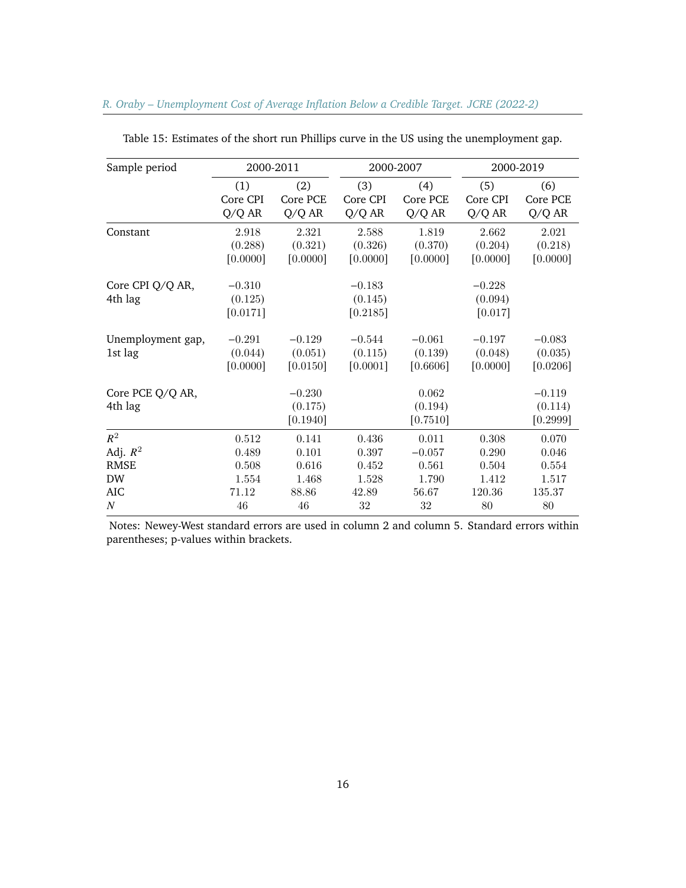Table 15: Estimates of the short run Phillips curve in the US using the unemployment gap.

| Sample period | 2000-2011 | | 2000-2007 | | 2000-2019 | |
|---|---|---|---|---|---|---|
| | (1) Core CPI Q/Q AR | (2) Core PCE Q/Q AR | (3) Core CPI Q/Q AR | (4) Core PCE Q/Q AR | (5) Core CPI Q/Q AR | (6) Core PCE Q/Q AR |
| Constant | 2.918 | 2.321 | 2.588 | 1.819 | 2.662 | 2.021 |
| | (0.288) | (0.321) | (0.326) | (0.370) | (0.204) | (0.218) |
| | [0.0000] | [0.0000] | [0.0000] | [0.0000] | [0.0000] | [0.0000] |
| Core CPI Q/Q AR, 4th lag | −0.310 | | −0.183 | | −0.228 | |
| | (0.125) | | (0.145) | | (0.094) | |
| | [0.0171] | | [0.2185] | | [0.017] | |
| Unemployment gap, 1st lag | −0.291 | −0.129 | −0.544 | −0.061 | −0.197 | −0.083 |
| | (0.044) | (0.051) | (0.115) | (0.139) | (0.048) | (0.035) |
| | [0.0000] | [0.0150] | [0.0001] | [0.6606] | [0.0000] | [0.0206] |
| Core PCE Q/Q AR, 4th lag | | −0.230 | | 0.062 | | −0.119 |
| | | (0.175) | | (0.194) | | (0.114) |
| | | [0.1940] | | [0.7510] | | [0.2999] |
| $R^2$ | 0.512 | 0.141 | 0.436 | 0.011 | 0.308 | 0.070 |
| Adj. $R^2$ | 0.489 | 0.101 | 0.397 | −0.057 | 0.290 | 0.046 |
| RMSE | 0.508 | 0.616 | 0.452 | 0.561 | 0.504 | 0.554 |
| DW | 1.554 | 1.468 | 1.528 | 1.790 | 1.412 | 1.517 |
| AIC | 71.12 | 88.86 | 42.89 | 56.67 | 120.36 | 135.37 |
| $N$ | 46 | 46 | 32 | 32 | 80 | 80 |

Notes: Newey-West standard errors are used in column 2 and column 5. Standard errors within parentheses; p-values within brackets.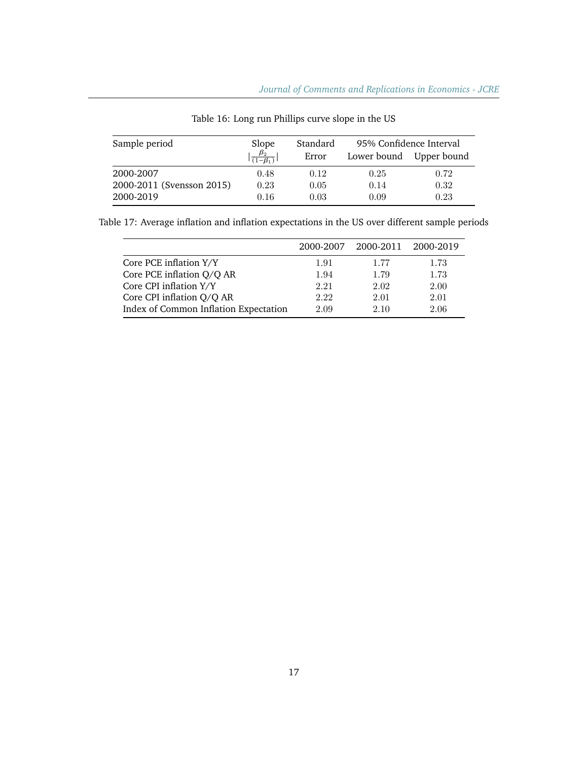Table 16: Long run Phillips curve slope in the US

| Sample period | Slope $\left\|\frac{\beta_2}{(1-\beta_1)}\right\|$ | Standard Error | 95% Confidence Interval | |
|---|---|---|---|---|
| | | | Lower bound | Upper bound |
| 2000-2007 | 0.48 | 0.12 | 0.25 | 0.72 |
| 2000-2011 (Svensson 2015) | 0.23 | 0.05 | 0.14 | 0.32 |
| 2000-2019 | 0.16 | 0.03 | 0.09 | 0.23 |

Table 17: Average inflation and inflation expectations in the US over different sample periods

| | 2000-2007 | 2000-2011 | 2000-2019 |
|---|---|---|---|
| Core PCE inflation Y/Y | 1.91 | 1.77 | 1.73 |
| Core PCE inflation Q/Q AR | 1.94 | 1.79 | 1.73 |
| Core CPI inflation Y/Y | 2.21 | 2.02 | 2.00 |
| Core CPI inflation Q/Q AR | 2.22 | 2.01 | 2.01 |
| Index of Common Inflation Expectation | 2.09 | 2.10 | 2.06 |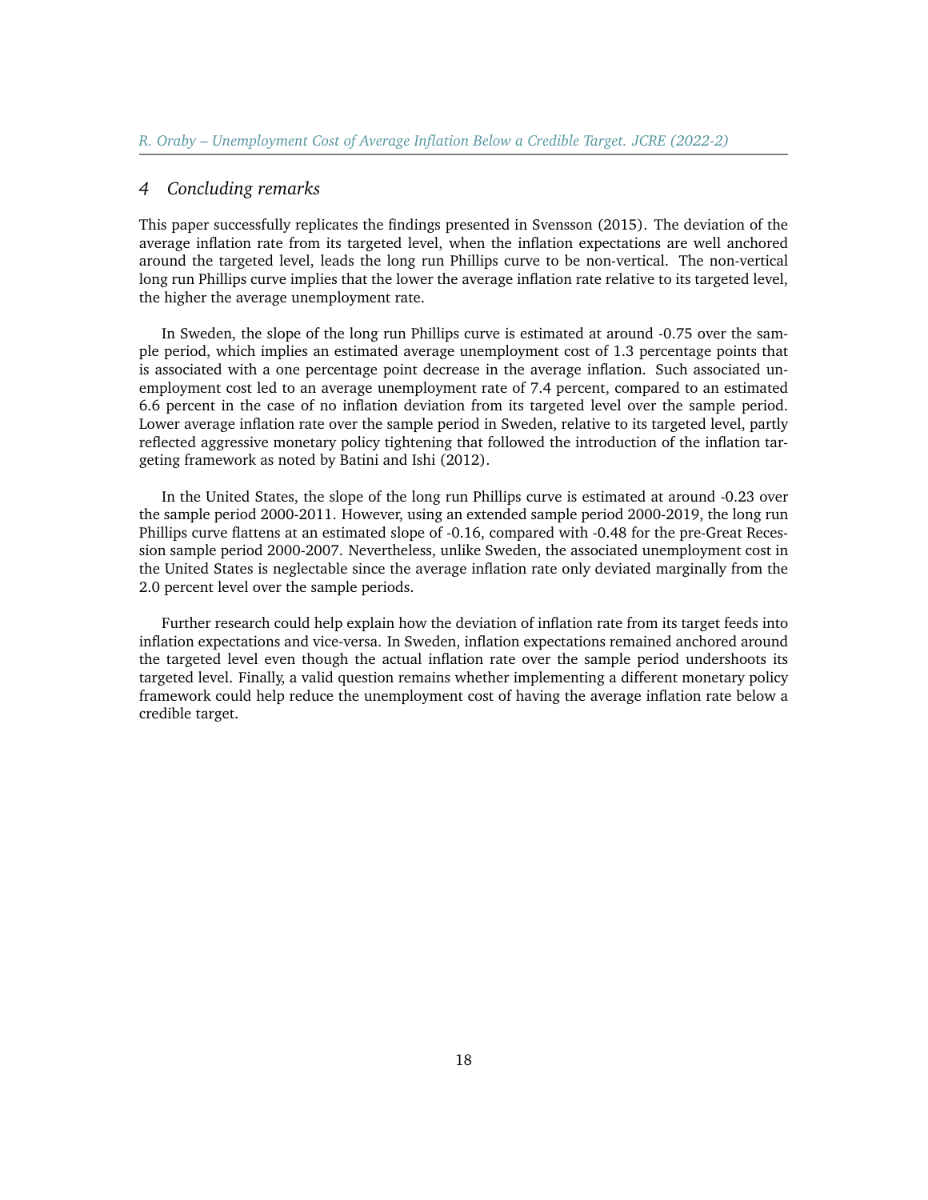## 4 Concluding remarks

This paper successfully replicates the findings presented in Svensson (2015). The deviation of the average inflation rate from its targeted level, when the inflation expectations are well anchored around the targeted level, leads the long run Phillips curve to be non-vertical. The non-vertical long run Phillips curve implies that the lower the average inflation rate relative to its targeted level, the higher the average unemployment rate.

In Sweden, the slope of the long run Phillips curve is estimated at around -0.75 over the sample period, which implies an estimated average unemployment cost of 1.3 percentage points that is associated with a one percentage point decrease in the average inflation. Such associated unemployment cost led to an average unemployment rate of 7.4 percent, compared to an estimated 6.6 percent in the case of no inflation deviation from its targeted level over the sample period. Lower average inflation rate over the sample period in Sweden, relative to its targeted level, partly reflected aggressive monetary policy tightening that followed the introduction of the inflation targeting framework as noted by Batini and Ishi (2012).

In the United States, the slope of the long run Phillips curve is estimated at around -0.23 over the sample period 2000-2011. However, using an extended sample period 2000-2019, the long run Phillips curve flattens at an estimated slope of -0.16, compared with -0.48 for the pre-Great Recession sample period 2000-2007. Nevertheless, unlike Sweden, the associated unemployment cost in the United States is neglectable since the average inflation rate only deviated marginally from the 2.0 percent level over the sample periods.

Further research could help explain how the deviation of inflation rate from its target feeds into inflation expectations and vice-versa. In Sweden, inflation expectations remained anchored around the targeted level even though the actual inflation rate over the sample period undershoots its targeted level. Finally, a valid question remains whether implementing a different monetary policy framework could help reduce the unemployment cost of having the average inflation rate below a credible target.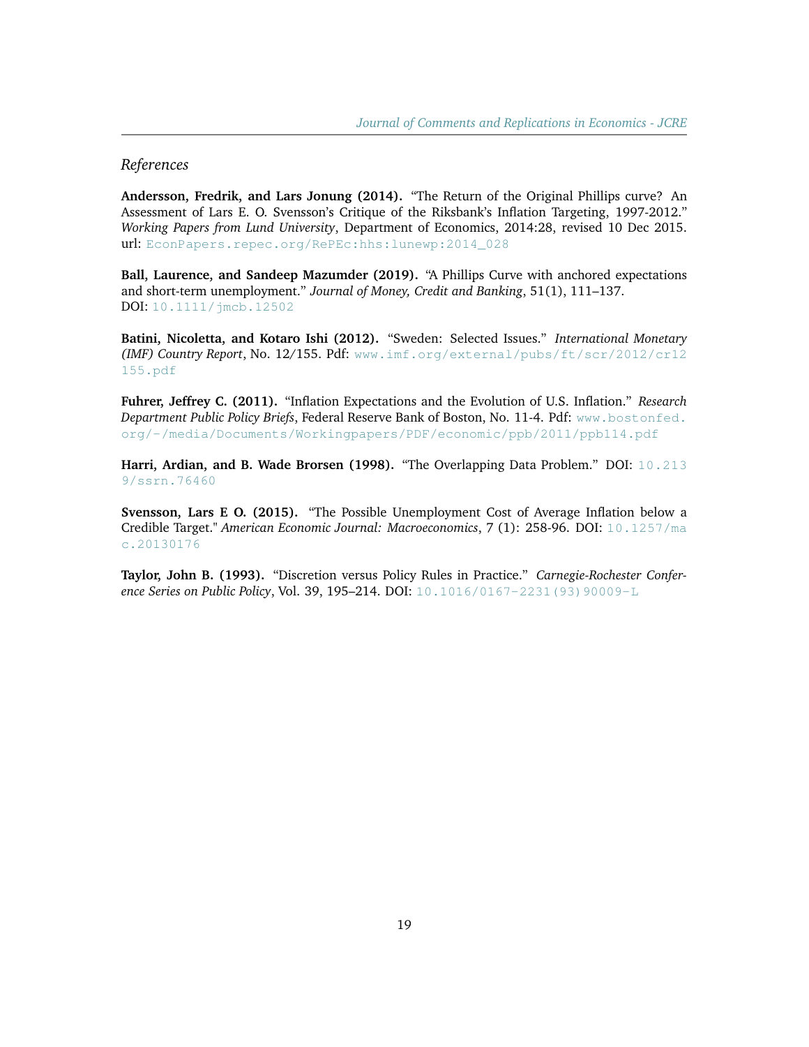*References*

**Andersson, Fredrik, and Lars Jonung (2014).** "The Return of the Original Phillips curve? An Assessment of Lars E. O. Svensson's Critique of the Riksbank's Inflation Targeting, 1997-2012." *Working Papers from Lund University*, Department of Economics, 2014:28, revised 10 Dec 2015. url: EconPapers.repec.org/RePEc:hhs:lunewp:2014_028

**Ball, Laurence, and Sandeep Mazumder (2019).** "A Phillips Curve with anchored expectations and short-term unemployment." *Journal of Money, Credit and Banking*, 51(1), 111–137. DOI: 10.1111/jmcb.12502

**Batini, Nicoletta, and Kotaro Ishi (2012).** "Sweden: Selected Issues." *International Monetary (IMF) Country Report*, No. 12/155. Pdf: www.imf.org/external/pubs/ft/scr/2012/cr12155.pdf

**Fuhrer, Jeffrey C. (2011).** "Inflation Expectations and the Evolution of U.S. Inflation." *Research Department Public Policy Briefs*, Federal Reserve Bank of Boston, No. 11-4. Pdf: www.bostonfed.org/-/media/Documents/Workingpapers/PDF/economic/ppb/2011/ppb114.pdf

**Harri, Ardian, and B. Wade Brorsen (1998).** "The Overlapping Data Problem." DOI: 10.2139/ssrn.76460

**Svensson, Lars E O. (2015).** "The Possible Unemployment Cost of Average Inflation below a Credible Target." *American Economic Journal: Macroeconomics*, 7 (1): 258-96. DOI: 10.1257/mac.20130176

**Taylor, John B. (1993).** "Discretion versus Policy Rules in Practice." *Carnegie-Rochester Conference Series on Public Policy*, Vol. 39, 195–214. DOI: 10.1016/0167-2231(93)90009-L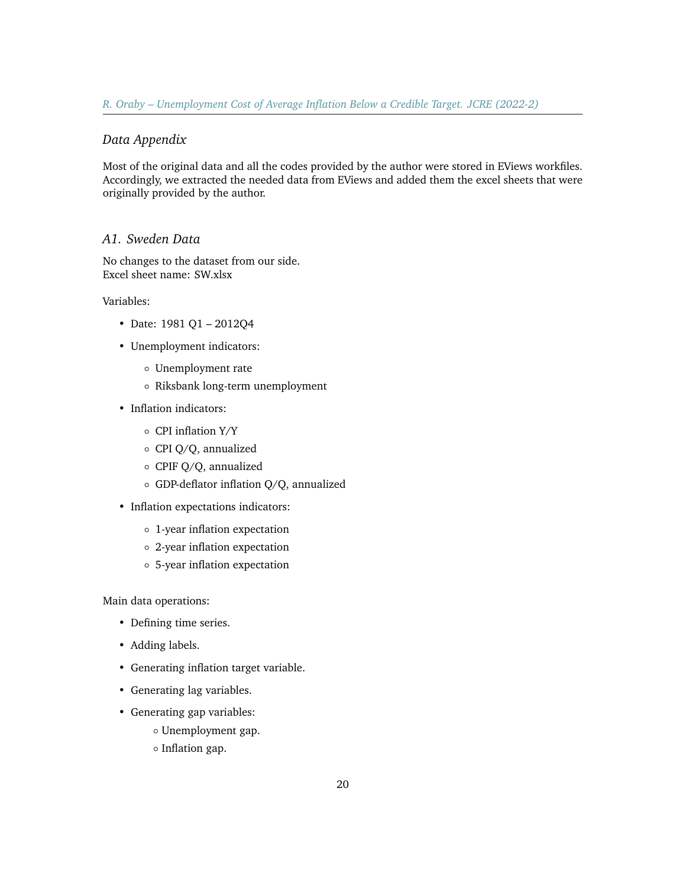## *Data Appendix*

Most of the original data and all the codes provided by the author were stored in EViews workfiles. Accordingly, we extracted the needed data from EViews and added them the excel sheets that were originally provided by the author.

### *A1. Sweden Data*

No changes to the dataset from our side.
Excel sheet name: SW.xlsx

Variables:

- Date: 1981 Q1 – 2012Q4
- Unemployment indicators:
  - Unemployment rate
  - Riksbank long-term unemployment
- Inflation indicators:
  - CPI inflation Y/Y
  - CPI Q/Q, annualized
  - CPIF Q/Q, annualized
  - GDP-deflator inflation Q/Q, annualized
- Inflation expectations indicators:
  - 1-year inflation expectation
  - 2-year inflation expectation
  - 5-year inflation expectation

Main data operations:

- Defining time series.
- Adding labels.
- Generating inflation target variable.
- Generating lag variables.
- Generating gap variables:
  - Unemployment gap.
  - Inflation gap.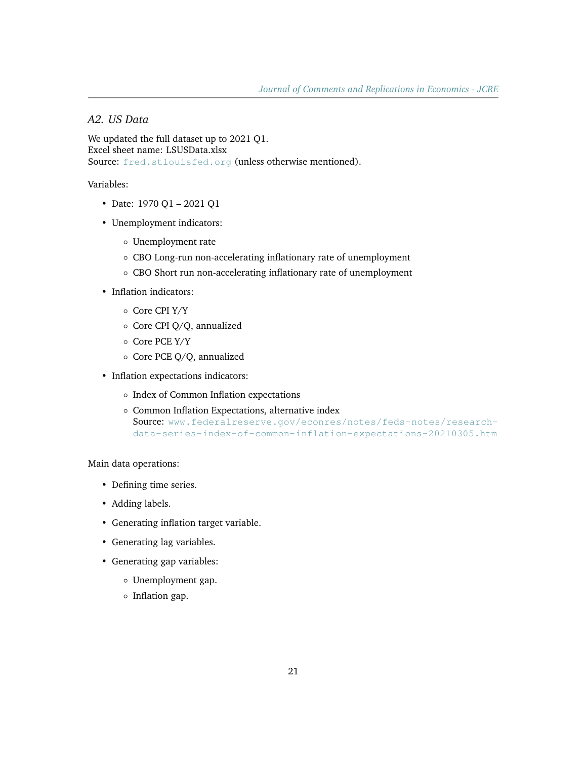### A2. US Data

We updated the full dataset up to 2021 Q1.
Excel sheet name: LSUSData.xlsx
Source: fred.stlouisfed.org (unless otherwise mentioned).

Variables:

- Date: 1970 Q1 – 2021 Q1
- Unemployment indicators:
  - Unemployment rate
  - CBO Long-run non-accelerating inflationary rate of unemployment
  - CBO Short run non-accelerating inflationary rate of unemployment
- Inflation indicators:
  - Core CPI Y/Y
  - Core CPI Q/Q, annualized
  - Core PCE Y/Y
  - Core PCE Q/Q, annualized
- Inflation expectations indicators:
  - Index of Common Inflation expectations
  - Common Inflation Expectations, alternative index
    Source: www.federalreserve.gov/econres/notes/feds-notes/research-data-series-index-of-common-inflation-expectations-20210305.htm

Main data operations:

- Defining time series.
- Adding labels.
- Generating inflation target variable.
- Generating lag variables.
- Generating gap variables:
  - Unemployment gap.
  - Inflation gap.